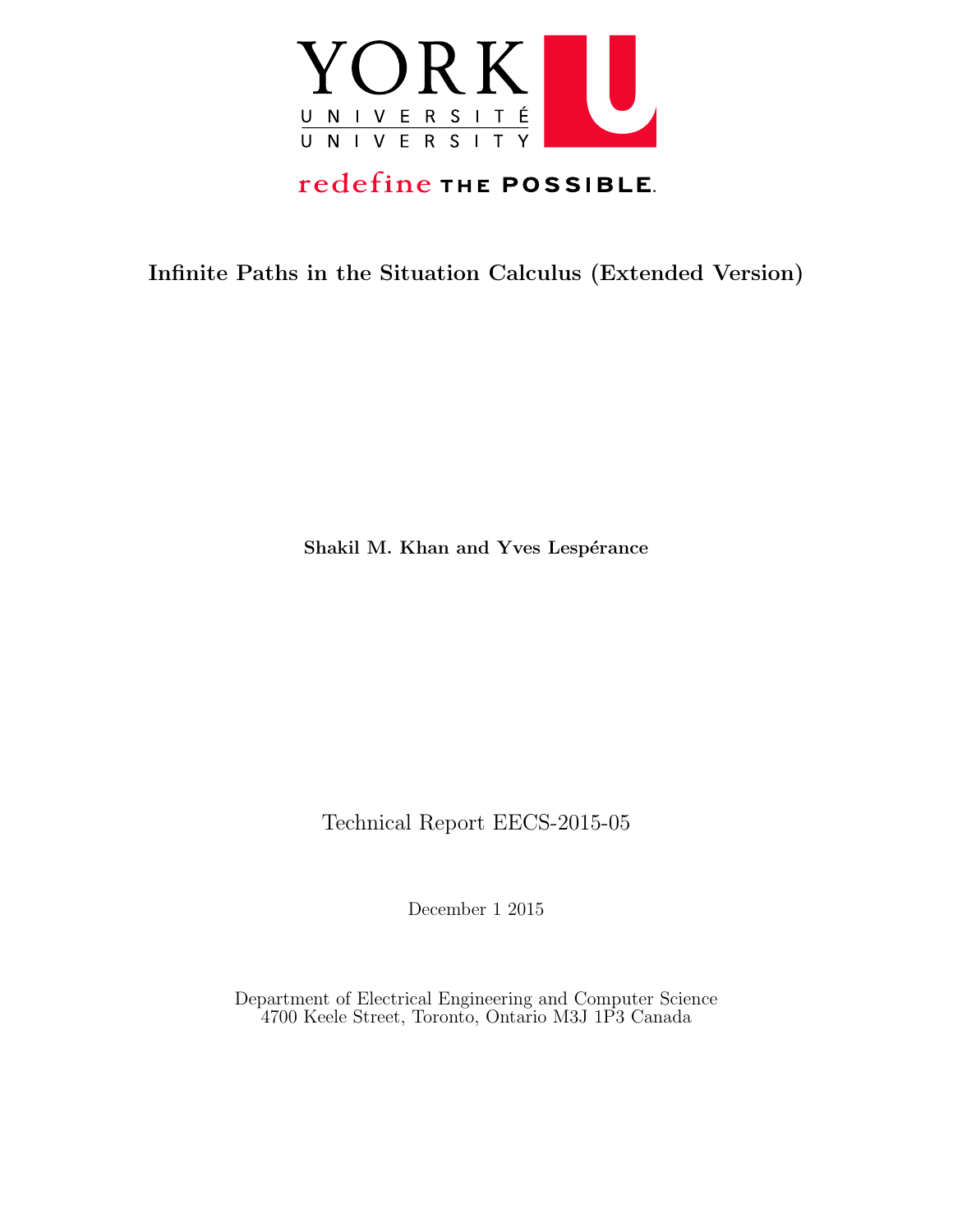YORK

UNIVERSITÉ
UNIVERSITY

redefine THE POSSIBLE.

# Infinite Paths in the Situation Calculus (Extended Version)

**Shakil M. Khan and Yves Lespérance**

Technical Report EECS-2015-05

December 1 2015

Department of Electrical Engineering and Computer Science
4700 Keele Street, Toronto, Ontario M3J 1P3 Canada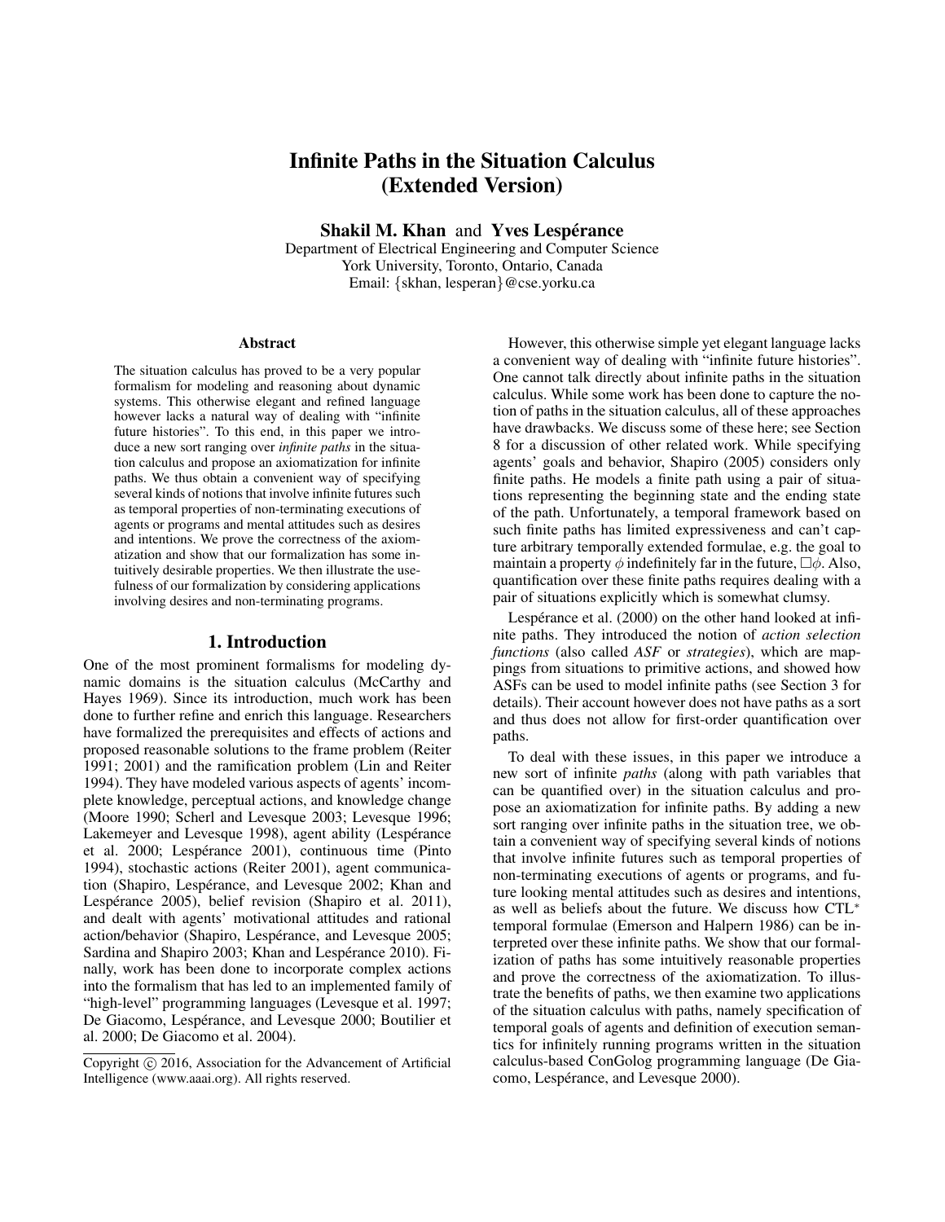# Infinite Paths in the Situation Calculus (Extended Version)

**Shakil M. Khan** and **Yves Lespérance**

Department of Electrical Engineering and Computer Science
York University, Toronto, Ontario, Canada
Email: {skhan, lesperan}@cse.yorku.ca

### Abstract

The situation calculus has proved to be a very popular formalism for modeling and reasoning about dynamic systems. This otherwise elegant and refined language however lacks a natural way of dealing with "infinite future histories". To this end, in this paper we introduce a new sort ranging over *infinite paths* in the situation calculus and propose an axiomatization for infinite paths. We thus obtain a convenient way of specifying several kinds of notions that involve infinite futures such as temporal properties of non-terminating executions of agents or programs and mental attitudes such as desires and intentions. We prove the correctness of the axiomatization and show that our formalization has some intuitively desirable properties. We then illustrate the usefulness of our formalization by considering applications involving desires and non-terminating programs.

## 1. Introduction

One of the most prominent formalisms for modeling dynamic domains is the situation calculus (McCarthy and Hayes 1969). Since its introduction, much work has been done to further refine and enrich this language. Researchers have formalized the prerequisites and effects of actions and proposed reasonable solutions to the frame problem (Reiter 1991; 2001) and the ramification problem (Lin and Reiter 1994). They have modeled various aspects of agents' incomplete knowledge, perceptual actions, and knowledge change (Moore 1990; Scherl and Levesque 2003; Levesque 1996; Lakemeyer and Levesque 1998), agent ability (Lespérance et al. 2000; Lespérance 2001), continuous time (Pinto 1994), stochastic actions (Reiter 2001), agent communication (Shapiro, Lespérance, and Levesque 2002; Khan and Lespérance 2005), belief revision (Shapiro et al. 2011), and dealt with agents' motivational attitudes and rational action/behavior (Shapiro, Lespérance, and Levesque 2005; Sardina and Shapiro 2003; Khan and Lespérance 2010). Finally, work has been done to incorporate complex actions into the formalism that has led to an implemented family of "high-level" programming languages (Levesque et al. 1997; De Giacomo, Lespérance, and Levesque 2000; Boutilier et al. 2000; De Giacomo et al. 2004).

Copyright © 2016, Association for the Advancement of Artificial Intelligence (www.aaai.org). All rights reserved.

However, this otherwise simple yet elegant language lacks a convenient way of dealing with "infinite future histories". One cannot talk directly about infinite paths in the situation calculus. While some work has been done to capture the notion of paths in the situation calculus, all of these approaches have drawbacks. We discuss some of these here; see Section 8 for a discussion of other related work. While specifying agents' goals and behavior, Shapiro (2005) considers only finite paths. He models a finite path using a pair of situations representing the beginning state and the ending state of the path. Unfortunately, a temporal framework based on such finite paths has limited expressiveness and can't capture arbitrary temporally extended formulae, e.g. the goal to maintain a property $\phi$ indefinitely far in the future, $\Box\phi$. Also, quantification over these finite paths requires dealing with a pair of situations explicitly which is somewhat clumsy.

Lespérance et al. (2000) on the other hand looked at infinite paths. They introduced the notion of *action selection functions* (also called *ASF* or *strategies*), which are mappings from situations to primitive actions, and showed how ASFs can be used to model infinite paths (see Section 3 for details). Their account however does not have paths as a sort and thus does not allow for first-order quantification over paths.

To deal with these issues, in this paper we introduce a new sort of infinite *paths* (along with path variables that can be quantified over) in the situation calculus and propose an axiomatization for infinite paths. By adding a new sort ranging over infinite paths in the situation tree, we obtain a convenient way of specifying several kinds of notions that involve infinite futures such as temporal properties of non-terminating executions of agents or programs, and future looking mental attitudes such as desires and intentions, as well as beliefs about the future. We discuss how CTL$^*$ temporal formulae (Emerson and Halpern 1986) can be interpreted over these infinite paths. We show that our formalization of paths has some intuitively reasonable properties and prove the correctness of the axiomatization. To illustrate the benefits of paths, we then examine two applications of the situation calculus with paths, namely specification of temporal goals of agents and definition of execution semantics for infinitely running programs written in the situation calculus-based ConGolog programming language (De Giacomo, Lespérance, and Levesque 2000).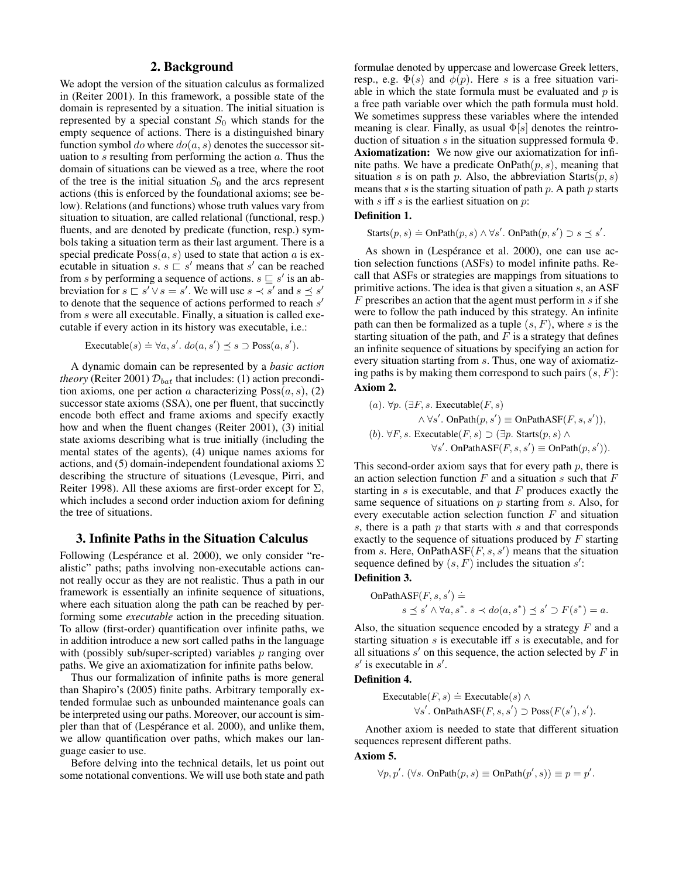## 2. Background

We adopt the version of the situation calculus as formalized in (Reiter 2001). In this framework, a possible state of the domain is represented by a situation. The initial situation is represented by a special constant $S_0$ which stands for the empty sequence of actions. There is a distinguished binary function symbol $do$ where $do(a, s)$ denotes the successor situation to $s$ resulting from performing the action $a$. Thus the domain of situations can be viewed as a tree, where the root of the tree is the initial situation $S_0$ and the arcs represent actions (this is enforced by the foundational axioms; see below). Relations (and functions) whose truth values vary from situation to situation, are called relational (functional, resp.) fluents, and are denoted by predicate (function, resp.) symbols taking a situation term as their last argument. There is a special predicate $\mathrm{Poss}(a, s)$ used to state that action $a$ is executable in situation $s$. $s \sqsubset s'$ means that $s'$ can be reached from $s$ by performing a sequence of actions. $s \sqsubseteq s'$ is an abbreviation for $s \sqsubset s' \vee s = s'$. We will use $s \prec s'$ and $s \preceq s'$ to denote that the sequence of actions performed to reach $s'$ from $s$ were all executable. Finally, a situation is called executable if every action in its history was executable, i.e.:

$$\mathrm{Executable}(s) \doteq \forall a, s'.\ do(a, s') \preceq s \supset \mathrm{Poss}(a, s').$$

A dynamic domain can be represented by a *basic action theory* (Reiter 2001) $\mathcal{D}_{bat}$ that includes: (1) action precondition axioms, one per action $a$ characterizing $\mathrm{Poss}(a, s)$, (2) successor state axioms (SSA), one per fluent, that succinctly encode both effect and frame axioms and specify exactly how and when the fluent changes (Reiter 2001), (3) initial state axioms describing what is true initially (including the mental states of the agents), (4) unique names axioms for actions, and (5) domain-independent foundational axioms $\Sigma$ describing the structure of situations (Levesque, Pirri, and Reiter 1998). All these axioms are first-order except for $\Sigma$, which includes a second order induction axiom for defining the tree of situations.

## 3. Infinite Paths in the Situation Calculus

Following (Lespérance et al. 2000), we only consider "realistic" paths; paths involving non-executable actions cannot really occur as they are not realistic. Thus a path in our framework is essentially an infinite sequence of situations, where each situation along the path can be reached by performing some *executable* action in the preceding situation. To allow (first-order) quantification over infinite paths, we in addition introduce a new sort called paths in the language with (possibly sub/super-scripted) variables $p$ ranging over paths. We give an axiomatization for infinite paths below.

Thus our formalization of infinite paths is more general than Shapiro's (2005) finite paths. Arbitrary temporally extended formulae such as unbounded maintenance goals can be interpreted using our paths. Moreover, our account is simpler than that of (Lespérance et al. 2000), and unlike them, we allow quantification over paths, which makes our language easier to use.

Before delving into the technical details, let us point out some notational conventions. We will use both state and path formulae denoted by uppercase and lowercase Greek letters, resp., e.g. $\Phi(s)$ and $\phi(p)$. Here $s$ is a free situation variable in which the state formula must be evaluated and $p$ is a free path variable over which the path formula must hold. We sometimes suppress these variables where the intended meaning is clear. Finally, as usual $\Phi[s]$ denotes the reintroduction of situation $s$ in the situation suppressed formula $\Phi$.

**Axiomatization:** We now give our axiomatization for infinite paths. We have a predicate $\mathrm{OnPath}(p, s)$, meaning that situation $s$ is on path $p$. Also, the abbreviation $\mathrm{Starts}(p, s)$ means that $s$ is the starting situation of path $p$. A path $p$ starts with $s$ iff $s$ is the earliest situation on $p$:

**Definition 1.**

$$\mathrm{Starts}(p, s) \doteq \mathrm{OnPath}(p, s) \wedge \forall s'.\ \mathrm{OnPath}(p, s') \supset s \preceq s'.$$

As shown in (Lespérance et al. 2000), one can use action selection functions (ASFs) to model infinite paths. Recall that ASFs or strategies are mappings from situations to primitive actions. The idea is that given a situation $s$, an ASF $F$ prescribes an action that the agent must perform in $s$ if she were to follow the path induced by this strategy. An infinite path can then be formalized as a tuple $(s, F)$, where $s$ is the starting situation of the path, and $F$ is a strategy that defines an infinite sequence of situations by specifying an action for every situation starting from $s$. Thus, one way of axiomatizing paths is by making them correspond to such pairs $(s, F)$:

**Axiom 2.**

$$\begin{aligned}
&(a).\ \forall p.\ (\exists F, s.\ \mathrm{Executable}(F, s) \\
&\qquad \wedge \forall s'.\ \mathrm{OnPath}(p, s') \equiv \mathrm{OnPathASF}(F, s, s')), \\
&(b).\ \forall F, s.\ \mathrm{Executable}(F, s) \supset (\exists p.\ \mathrm{Starts}(p, s) \wedge \\
&\qquad \forall s'.\ \mathrm{OnPathASF}(F, s, s') \equiv \mathrm{OnPath}(p, s')).
\end{aligned}$$

This second-order axiom says that for every path $p$, there is an action selection function $F$ and a situation $s$ such that $F$ starting in $s$ is executable, and that $F$ produces exactly the same sequence of situations on $p$ starting from $s$. Also, for every executable action selection function $F$ and situation $s$, there is a path $p$ that starts with $s$ and that corresponds exactly to the sequence of situations produced by $F$ starting from $s$. Here, $\mathrm{OnPathASF}(F, s, s')$ means that the situation sequence defined by $(s, F)$ includes the situation $s'$:

**Definition 3.**

$$\begin{aligned}
&\mathrm{OnPathASF}(F, s, s') \doteq \\
&\qquad s \preceq s' \wedge \forall a, s^*.\ s \prec do(a, s^*) \preceq s' \supset F(s^*) = a.
\end{aligned}$$

Also, the situation sequence encoded by a strategy $F$ and a starting situation $s$ is executable iff $s$ is executable, and for all situations $s'$ on this sequence, the action selected by $F$ in $s'$ is executable in $s'$.

**Definition 4.**

$$\begin{aligned}
&\mathrm{Executable}(F, s) \doteq \mathrm{Executable}(s) \wedge \\
&\qquad \forall s'.\ \mathrm{OnPathASF}(F, s, s') \supset \mathrm{Poss}(F(s'), s').
\end{aligned}$$

Another axiom is needed to state that different situation sequences represent different paths.

**Axiom 5.**

$$\forall p, p'.\ (\forall s.\ \mathrm{OnPath}(p, s) \equiv \mathrm{OnPath}(p', s)) \equiv p = p'.$$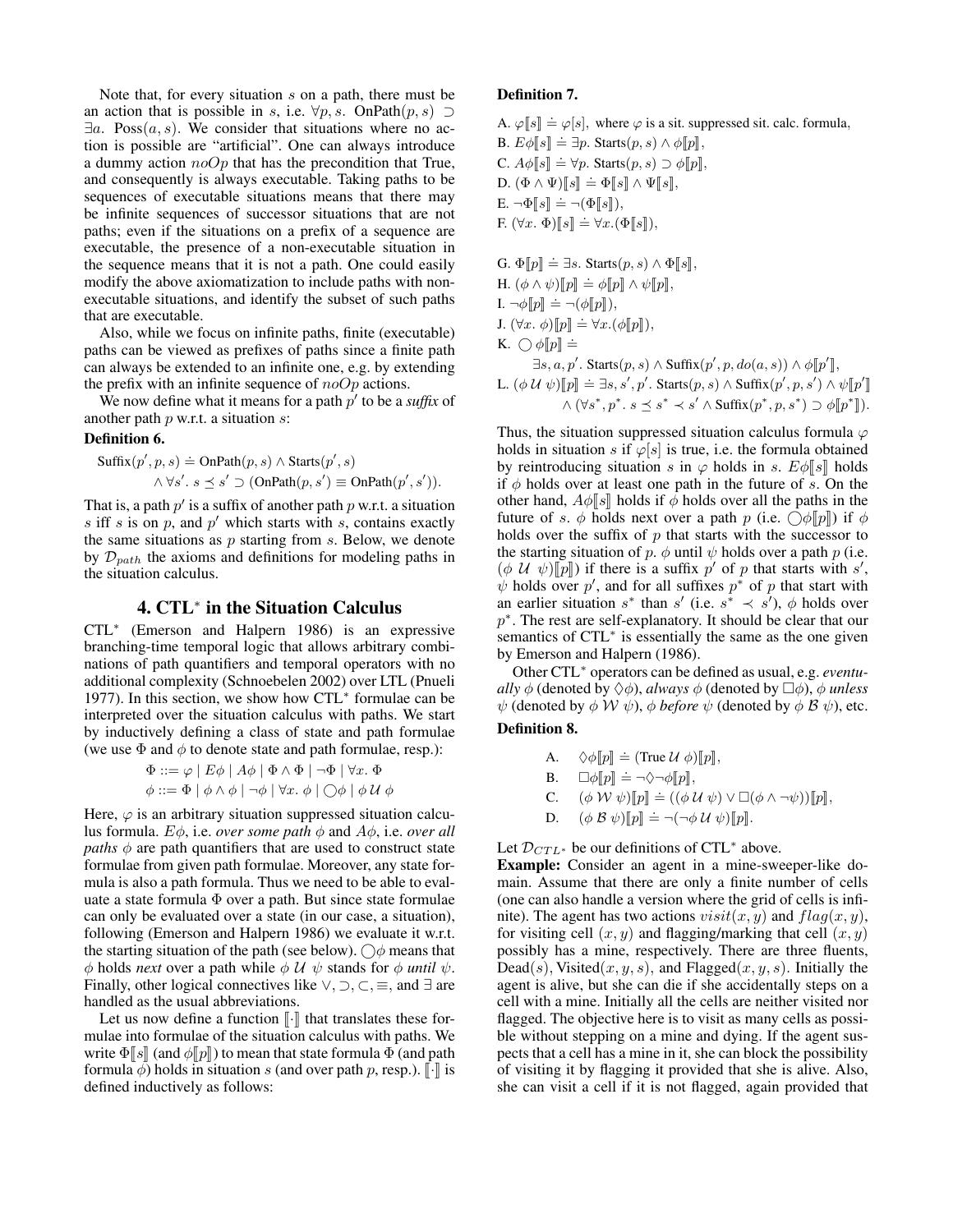Note that, for every situation $s$ on a path, there must be an action that is possible in $s$, i.e. $\forall p, s.\ \text{OnPath}(p, s) \supset \exists a.\ \text{Poss}(a, s)$. We consider that situations where no action is possible are "artificial". One can always introduce a dummy action $noOp$ that has the precondition that True, and consequently is always executable. Taking paths to be sequences of executable situations means that there may be infinite sequences of successor situations that are not paths; even if the situations on a prefix of a sequence are executable, the presence of a non-executable situation in the sequence means that it is not a path. One could easily modify the above axiomatization to include paths with non-executable situations, and identify the subset of such paths that are executable.

Also, while we focus on infinite paths, finite (executable) paths can be seen as prefixes of paths since a finite path can always be extended to an infinite one, e.g. by extending the prefix with an infinite sequence of $noOp$ actions.

We now define what it means for a path $p'$ to be a *suffix* of another path $p$ w.r.t. a situation $s$:

**Definition 6.**

$$\begin{aligned}\text{Suffix}(p', p, s) \doteq\ & \text{OnPath}(p, s) \wedge \text{Starts}(p', s) \\ & \wedge \forall s'.\ s \preceq s' \supset (\text{OnPath}(p, s') \equiv \text{OnPath}(p', s')).\end{aligned}$$

That is, a path $p'$ is a suffix of another path $p$ w.r.t. a situation $s$ iff $s$ is on $p$, and $p'$ which starts with $s$, contains exactly the same situations as $p$ starting from $s$. Below, we denote by $\mathcal{D}_{path}$ the axioms and definitions for modeling paths in the situation calculus.

## 4. CTL$^*$ in the Situation Calculus

CTL$^*$ (Emerson and Halpern 1986) is an expressive branching-time temporal logic that allows arbitrary combinations of path quantifiers and temporal operators with no additional complexity (Schnoebelen 2002) over LTL (Pnueli 1977). In this section, we show how CTL$^*$ formulae can be interpreted over the situation calculus with paths. We start by inductively defining a class of state and path formulae (we use $\Phi$ and $\phi$ to denote state and path formulae, resp.):

$$\Phi ::= \varphi \mid E\phi \mid A\phi \mid \Phi \wedge \Phi \mid \neg\Phi \mid \forall x.\ \Phi$$
$$\phi ::= \Phi \mid \phi \wedge \phi \mid \neg\phi \mid \forall x.\ \phi \mid \bigcirc\phi \mid \phi\ \mathcal{U}\ \phi$$

Here, $\varphi$ is an arbitrary situation suppressed situation calculus formula. $E\phi$, i.e. *over some path* $\phi$ and $A\phi$, i.e. *over all paths* $\phi$ are path quantifiers that are used to construct state formulae from given path formulae. Moreover, any state formula is also a path formula. Thus we need to be able to evaluate a state formula $\Phi$ over a path. But since state formulae can only be evaluated over a state (in our case, a situation), following (Emerson and Halpern 1986) we evaluate it w.r.t. the starting situation of the path (see below). $\bigcirc\phi$ means that $\phi$ holds *next* over a path while $\phi\ \mathcal{U}\ \psi$ stands for $\phi$ *until* $\psi$. Finally, other logical connectives like $\vee, \supset, \subset, \equiv$, and $\exists$ are handled as the usual abbreviations.

Let us now define a function $[\![\cdot]\!]$ that translates these formulae into formulae of the situation calculus with paths. We write $\Phi[\![s]\!]$ (and $\phi[\![p]\!]$) to mean that state formula $\Phi$ (and path formula $\phi$) holds in situation $s$ (and over path $p$, resp.). $[\![\cdot]\!]$ is defined inductively as follows:

**Definition 7.**

A. $\varphi[\![s]\!] \doteq \varphi[s]$, where $\varphi$ is a sit. suppressed sit. calc. formula,
B. $E\phi[\![s]\!] \doteq \exists p.\ \text{Starts}(p, s) \wedge \phi[\![p]\!]$,
C. $A\phi[\![s]\!] \doteq \forall p.\ \text{Starts}(p, s) \supset \phi[\![p]\!]$,
D. $(\Phi \wedge \Psi)[\![s]\!] \doteq \Phi[\![s]\!] \wedge \Psi[\![s]\!]$,
E. $\neg\Phi[\![s]\!] \doteq \neg(\Phi[\![s]\!])$,
F. $(\forall x.\ \Phi)[\![s]\!] \doteq \forall x.(\Phi[\![s]\!])$,

G. $\Phi[\![p]\!] \doteq \exists s.\ \text{Starts}(p, s) \wedge \Phi[\![s]\!]$,
H. $(\phi \wedge \psi)[\![p]\!] \doteq \phi[\![p]\!] \wedge \psi[\![p]\!]$,
I. $\neg\phi[\![p]\!] \doteq \neg(\phi[\![p]\!])$,
J. $(\forall x.\ \phi)[\![p]\!] \doteq \forall x.(\phi[\![p]\!])$,
K. $\bigcirc\phi[\![p]\!] \doteq$
$\quad\exists s, a, p'.\ \text{Starts}(p, s) \wedge \text{Suffix}(p', p, do(a, s)) \wedge \phi[\![p']\!]$,
L. $(\phi\ \mathcal{U}\ \psi)[\![p]\!] \doteq \exists s, s', p'.\ \text{Starts}(p, s) \wedge \text{Suffix}(p', p, s') \wedge \psi[\![p']\!]$
$\quad\wedge (\forall s^*, p^*.\ s \preceq s^* \prec s' \wedge \text{Suffix}(p^*, p, s^*) \supset \phi[\![p^*]\!])$.

Thus, the situation suppressed situation calculus formula $\varphi$ holds in situation $s$ if $\varphi[s]$ is true, i.e. the formula obtained by reintroducing situation $s$ in $\varphi$ holds in $s$. $E\phi[\![s]\!]$ holds if $\phi$ holds over at least one path in the future of $s$. On the other hand, $A\phi[\![s]\!]$ holds if $\phi$ holds over all the paths in the future of $s$. $\phi$ holds next over a path $p$ (i.e. $\bigcirc\phi[\![p]\!]$) if $\phi$ holds over the suffix of $p$ that starts with the successor to the starting situation of $p$. $\phi$ until $\psi$ holds over a path $p$ (i.e. $(\phi\ \mathcal{U}\ \psi)[\![p]\!]$) if there is a suffix $p'$ of $p$ that starts with $s'$, $\psi$ holds over $p'$, and for all suffixes $p^*$ of $p$ that start with an earlier situation $s^*$ than $s'$ (i.e. $s^* \prec s'$), $\phi$ holds over $p^*$. The rest are self-explanatory. It should be clear that our semantics of CTL$^*$ is essentially the same as the one given by Emerson and Halpern (1986).

Other CTL$^*$ operators can be defined as usual, e.g. *eventually* $\phi$ (denoted by $\Diamond\phi$), *always* $\phi$ (denoted by $\Box\phi$), $\phi$ *unless* $\psi$ (denoted by $\phi\ \mathcal{W}\ \psi$), $\phi$ *before* $\psi$ (denoted by $\phi\ \mathcal{B}\ \psi$), etc.

**Definition 8.**

A. $\Diamond\phi[\![p]\!] \doteq (\text{True}\ \mathcal{U}\ \phi)[\![p]\!]$,
B. $\Box\phi[\![p]\!] \doteq \neg\Diamond\neg\phi[\![p]\!]$,
C. $(\phi\ \mathcal{W}\ \psi)[\![p]\!] \doteq ((\phi\ \mathcal{U}\ \psi) \vee \Box(\phi \wedge \neg\psi))[\![p]\!]$,
D. $(\phi\ \mathcal{B}\ \psi)[\![p]\!] \doteq \neg(\neg\phi\ \mathcal{U}\ \psi)[\![p]\!]$.

Let $\mathcal{D}_{CTL^*}$ be our definitions of CTL$^*$ above.

**Example:** Consider an agent in a mine-sweeper-like domain. Assume that there are only a finite number of cells (one can also handle a version where the grid of cells is infinite). The agent has two actions $visit(x, y)$ and $flag(x, y)$, for visiting cell $(x, y)$ and flagging/marking that cell $(x, y)$ possibly has a mine, respectively. There are three fluents, $\text{Dead}(s)$, $\text{Visited}(x, y, s)$, and $\text{Flagged}(x, y, s)$. Initially the agent is alive, but she can die if she accidentally steps on a cell with a mine. Initially all the cells are neither visited nor flagged. The objective here is to visit as many cells as possible without stepping on a mine and dying. If the agent suspects that a cell has a mine in it, she can block the possibility of visiting it by flagging it provided that she is alive. Also, she can visit a cell if it is not flagged, again provided that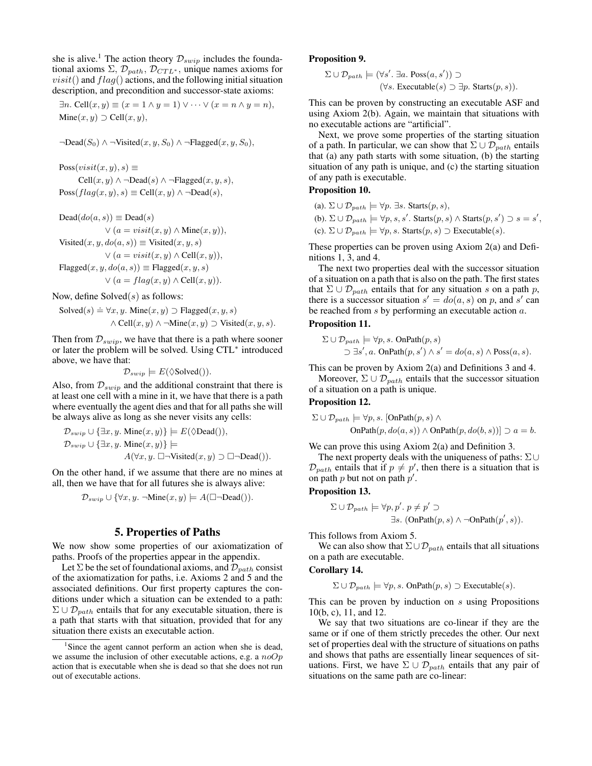she is alive.[1] The action theory $\mathcal{D}_{swip}$ includes the foundational axioms $\Sigma$, $\mathcal{D}_{path}$, $\mathcal{D}_{CTL^*}$, unique names axioms for $visit()$ and $flag()$ actions, and the following initial situation description, and precondition and successor-state axioms:

$$\exists n.\ \text{Cell}(x,y) \equiv (x = 1 \wedge y = 1) \vee \cdots \vee (x = n \wedge y = n),$$
$$\text{Mine}(x,y) \supset \text{Cell}(x,y),$$

$$\neg\text{Dead}(S_0) \wedge \neg\text{Visited}(x,y,S_0) \wedge \neg\text{Flagged}(x,y,S_0),$$

$$\text{Poss}(visit(x,y),s) \equiv$$
$$\quad \text{Cell}(x,y) \wedge \neg\text{Dead}(s) \wedge \neg\text{Flagged}(x,y,s),$$
$$\text{Poss}(flag(x,y),s) \equiv \text{Cell}(x,y) \wedge \neg\text{Dead}(s),$$

$$\text{Dead}(do(a,s)) \equiv \text{Dead}(s)$$
$$\quad \vee (a = visit(x,y) \wedge \text{Mine}(x,y)),$$
$$\text{Visited}(x,y,do(a,s)) \equiv \text{Visited}(x,y,s)$$
$$\quad \vee (a = visit(x,y) \wedge \text{Cell}(x,y)),$$
$$\text{Flagged}(x,y,do(a,s)) \equiv \text{Flagged}(x,y,s)$$
$$\quad \vee (a = flag(x,y) \wedge \text{Cell}(x,y)).$$

Now, define Solved$(s)$ as follows:

$$\text{Solved}(s) \doteq \forall x,y.\ \text{Mine}(x,y) \supset \text{Flagged}(x,y,s)$$
$$\quad \wedge\ \text{Cell}(x,y) \wedge \neg\text{Mine}(x,y) \supset \text{Visited}(x,y,s).$$

Then from $\mathcal{D}_{swip}$, we have that there is a path where sooner or later the problem will be solved. Using CTL* introduced above, we have that:

$$\mathcal{D}_{swip} \models E(\Diamond\text{Solved}()).$$

Also, from $\mathcal{D}_{swip}$ and the additional constraint that there is at least one cell with a mine in it, we have that there is a path where eventually the agent dies and that for all paths she will be always alive as long as she never visits any cells:

$$\mathcal{D}_{swip} \cup \{\exists x,y.\ \text{Mine}(x,y)\} \models E(\Diamond\text{Dead}()),$$
$$\mathcal{D}_{swip} \cup \{\exists x,y.\ \text{Mine}(x,y)\} \models$$
$$\quad A(\forall x,y.\ \Box\neg\text{Visited}(x,y) \supset \Box\neg\text{Dead}()).$$

On the other hand, if we assume that there are no mines at all, then we have that for all futures she is always alive:

$$\mathcal{D}_{swip} \cup \{\forall x,y.\ \neg\text{Mine}(x,y) \models A(\Box\neg\text{Dead}()).$$

## 5. Properties of Paths

We now show some properties of our axiomatization of paths. Proofs of the properties appear in the appendix.

Let $\Sigma$ be the set of foundational axioms, and $\mathcal{D}_{path}$ consist of the axiomatization for paths, i.e. Axioms 2 and 5 and the associated definitions. Our first property captures the conditions under which a situation can be extended to a path: $\Sigma \cup \mathcal{D}_{path}$ entails that for any executable situation, there is a path that starts with that situation, provided that for any situation there exists an executable action.

[1] Since the agent cannot perform an action when she is dead, we assume the inclusion of other executable actions, e.g. a $noOp$ action that is executable when she is dead so that she does not run out of executable actions.

**Proposition 9.**

$$\Sigma \cup \mathcal{D}_{path} \models (\forall s'.\ \exists a.\ \text{Poss}(a,s')) \supset$$
$$\quad (\forall s.\ \text{Executable}(s) \supset \exists p.\ \text{Starts}(p,s)).$$

This can be proven by constructing an executable ASF and using Axiom 2(b). Again, we maintain that situations with no executable actions are "artificial".

Next, we prove some properties of the starting situation of a path. In particular, we can show that $\Sigma \cup \mathcal{D}_{path}$ entails that (a) any path starts with some situation, (b) the starting situation of any path is unique, and (c) the starting situation of any path is executable.

**Proposition 10.**

(a). $\Sigma \cup \mathcal{D}_{path} \models \forall p.\ \exists s.\ \text{Starts}(p,s),$

(b). $\Sigma \cup \mathcal{D}_{path} \models \forall p,s,s'.\ \text{Starts}(p,s) \wedge \text{Starts}(p,s') \supset s = s',$

(c). $\Sigma \cup \mathcal{D}_{path} \models \forall p,s.\ \text{Starts}(p,s) \supset \text{Executable}(s).$

These properties can be proven using Axiom 2(a) and Definitions 1, 3, and 4.

The next two properties deal with the successor situation of a situation on a path that is also on the path. The first states that $\Sigma \cup \mathcal{D}_{path}$ entails that for any situation $s$ on a path $p$, there is a successor situation $s' = do(a,s)$ on $p$, and $s'$ can be reached from $s$ by performing an executable action $a$.

**Proposition 11.**

$$\Sigma \cup \mathcal{D}_{path} \models \forall p,s.\ \text{OnPath}(p,s)$$
$$\quad \supset \exists s',a.\ \text{OnPath}(p,s') \wedge s' = do(a,s) \wedge \text{Poss}(a,s).$$

This can be proven by Axiom 2(a) and Definitions 3 and 4.

Moreover, $\Sigma \cup \mathcal{D}_{path}$ entails that the successor situation of a situation on a path is unique.

**Proposition 12.**

$$\Sigma \cup \mathcal{D}_{path} \models \forall p,s.\ [\text{OnPath}(p,s) \wedge$$
$$\quad \text{OnPath}(p,do(a,s)) \wedge \text{OnPath}(p,do(b,s))] \supset a = b.$$

We can prove this using Axiom 2(a) and Definition 3.

The next property deals with the uniqueness of paths: $\Sigma \cup \mathcal{D}_{path}$ entails that if $p \neq p'$, then there is a situation that is on path $p$ but not on path $p'$.

**Proposition 13.**

$$\Sigma \cup \mathcal{D}_{path} \models \forall p,p'.\ p \neq p' \supset$$
$$\quad \exists s.\ (\text{OnPath}(p,s) \wedge \neg\text{OnPath}(p',s)).$$

This follows from Axiom 5.

We can also show that $\Sigma \cup \mathcal{D}_{path}$ entails that all situations on a path are executable.

**Corollary 14.**

$$\Sigma \cup \mathcal{D}_{path} \models \forall p,s.\ \text{OnPath}(p,s) \supset \text{Executable}(s).$$

This can be proven by induction on $s$ using Propositions 10(b, c), 11, and 12.

We say that two situations are co-linear if they are the same or if one of them strictly precedes the other. Our next set of properties deal with the structure of situations on paths and shows that paths are essentially linear sequences of situations. First, we have $\Sigma \cup \mathcal{D}_{path}$ entails that any pair of situations on the same path are co-linear: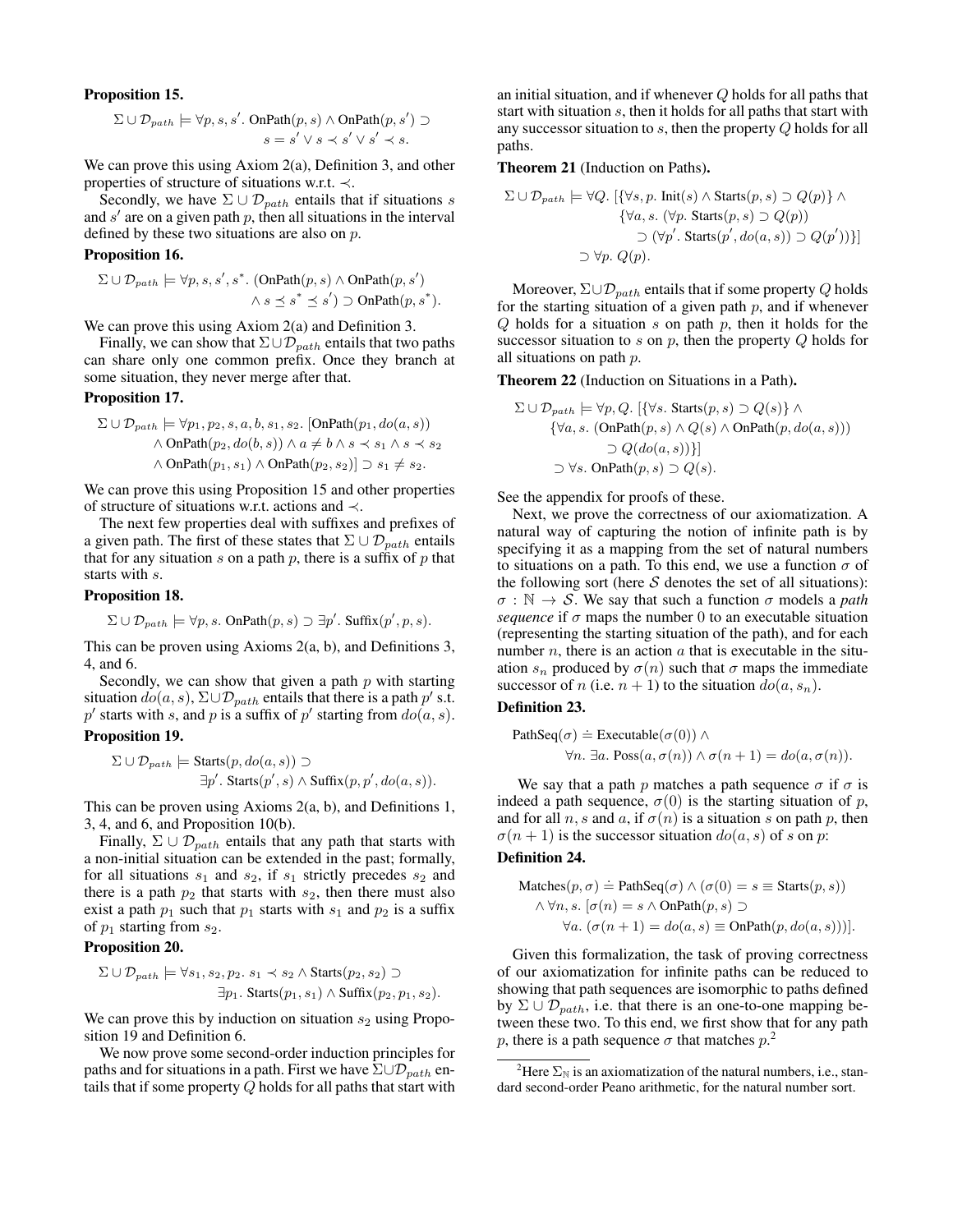**Proposition 15.**

$$\Sigma \cup \mathcal{D}_{path} \models \forall p, s, s'. \text{ OnPath}(p, s) \wedge \text{OnPath}(p, s') \supset s = s' \vee s \prec s' \vee s' \prec s.$$

We can prove this using Axiom 2(a), Definition 3, and other properties of structure of situations w.r.t. $\prec$.

Secondly, we have $\Sigma \cup \mathcal{D}_{path}$ entails that if situations $s$ and $s'$ are on a given path $p$, then all situations in the interval defined by these two situations are also on $p$.

**Proposition 16.**

$$\Sigma \cup \mathcal{D}_{path} \models \forall p, s, s', s^*. \text{ (OnPath}(p, s) \wedge \text{OnPath}(p, s') \wedge s \preceq s^* \preceq s') \supset \text{OnPath}(p, s^*).$$

We can prove this using Axiom 2(a) and Definition 3.

Finally, we can show that $\Sigma \cup \mathcal{D}_{path}$ entails that two paths can share only one common prefix. Once they branch at some situation, they never merge after that.

**Proposition 17.**

$$\Sigma \cup \mathcal{D}_{path} \models \forall p_1, p_2, s, a, b, s_1, s_2. \text{ [OnPath}(p_1, do(a, s)) \wedge \text{OnPath}(p_2, do(b, s)) \wedge a \neq b \wedge s \prec s_1 \wedge s \prec s_2 \wedge \text{OnPath}(p_1, s_1) \wedge \text{OnPath}(p_2, s_2)] \supset s_1 \neq s_2.$$

We can prove this using Proposition 15 and other properties of structure of situations w.r.t. actions and $\prec$.

The next few properties deal with suffixes and prefixes of a given path. The first of these states that $\Sigma \cup \mathcal{D}_{path}$ entails that for any situation $s$ on a path $p$, there is a suffix of $p$ that starts with $s$.

**Proposition 18.**

$$\Sigma \cup \mathcal{D}_{path} \models \forall p, s. \text{ OnPath}(p, s) \supset \exists p'. \text{ Suffix}(p', p, s).$$

This can be proven using Axioms 2(a, b), and Definitions 3, 4, and 6.

Secondly, we can show that given a path $p$ with starting situation $do(a, s)$, $\Sigma \cup \mathcal{D}_{path}$ entails that there is a path $p'$ s.t. $p'$ starts with $s$, and $p$ is a suffix of $p'$ starting from $do(a, s)$.

**Proposition 19.**

$$\Sigma \cup \mathcal{D}_{path} \models \text{Starts}(p, do(a, s)) \supset \exists p'. \text{ Starts}(p', s) \wedge \text{Suffix}(p, p', do(a, s)).$$

This can be proven using Axioms 2(a, b), and Definitions 1, 3, 4, and 6, and Proposition 10(b).

Finally, $\Sigma \cup \mathcal{D}_{path}$ entails that any path that starts with a non-initial situation can be extended in the past; formally, for all situations $s_1$ and $s_2$, if $s_1$ strictly precedes $s_2$ and there is a path $p_2$ that starts with $s_2$, then there must also exist a path $p_1$ such that $p_1$ starts with $s_1$ and $p_2$ is a suffix of $p_1$ starting from $s_2$.

**Proposition 20.**

$$\Sigma \cup \mathcal{D}_{path} \models \forall s_1, s_2, p_2. \; s_1 \prec s_2 \wedge \text{Starts}(p_2, s_2) \supset \exists p_1. \text{ Starts}(p_1, s_1) \wedge \text{Suffix}(p_2, p_1, s_2).$$

We can prove this by induction on situation $s_2$ using Proposition 19 and Definition 6.

We now prove some second-order induction principles for paths and for situations in a path. First we have $\Sigma \cup \mathcal{D}_{path}$ entails that if some property $Q$ holds for all paths that start with an initial situation, and if whenever $Q$ holds for all paths that start with situation $s$, then it holds for all paths that start with any successor situation to $s$, then the property $Q$ holds for all paths.

**Theorem 21** (Induction on Paths)**.**

$$\Sigma \cup \mathcal{D}_{path} \models \forall Q. \; [\{\forall s, p. \text{ Init}(s) \wedge \text{Starts}(p, s) \supset Q(p)\} \wedge \{\forall a, s. \; (\forall p. \text{ Starts}(p, s) \supset Q(p)) \supset (\forall p'. \text{ Starts}(p', do(a, s)) \supset Q(p'))\}] \supset \forall p. \; Q(p).$$

Moreover, $\Sigma \cup \mathcal{D}_{path}$ entails that if some property $Q$ holds for the starting situation of a given path $p$, and if whenever $Q$ holds for a situation $s$ on path $p$, then it holds for the successor situation to $s$ on $p$, then the property $Q$ holds for all situations on path $p$.

**Theorem 22** (Induction on Situations in a Path)**.**

$$\Sigma \cup \mathcal{D}_{path} \models \forall p, Q. \; [\{\forall s. \text{ Starts}(p, s) \supset Q(s)\} \wedge \{\forall a, s. \; (\text{OnPath}(p, s) \wedge Q(s) \wedge \text{OnPath}(p, do(a, s))) \supset Q(do(a, s))\}] \supset \forall s. \text{ OnPath}(p, s) \supset Q(s).$$

See the appendix for proofs of these.

Next, we prove the correctness of our axiomatization. A natural way of capturing the notion of infinite path is by specifying it as a mapping from the set of natural numbers to situations on a path. To this end, we use a function $\sigma$ of the following sort (here $\mathcal{S}$ denotes the set of all situations): $\sigma : \mathbb{N} \rightarrow \mathcal{S}$. We say that such a function $\sigma$ models a *path sequence* if $\sigma$ maps the number 0 to an executable situation (representing the starting situation of the path), and for each number $n$, there is an action $a$ that is executable in the situation $s_n$ produced by $\sigma(n)$ such that $\sigma$ maps the immediate successor of $n$ (i.e. $n + 1$) to the situation $do(a, s_n)$.

**Definition 23.**

$$\text{PathSeq}(\sigma) \doteq \text{Executable}(\sigma(0)) \wedge \forall n. \; \exists a. \text{ Poss}(a, \sigma(n)) \wedge \sigma(n+1) = do(a, \sigma(n)).$$

We say that a path $p$ matches a path sequence $\sigma$ if $\sigma$ is indeed a path sequence, $\sigma(0)$ is the starting situation of $p$, and for all $n$, $s$ and $a$, if $\sigma(n)$ is a situation $s$ on path $p$, then $\sigma(n+1)$ is the successor situation $do(a, s)$ of $s$ on $p$:

**Definition 24.**

$$\text{Matches}(p, \sigma) \doteq \text{PathSeq}(\sigma) \wedge (\sigma(0) = s \equiv \text{Starts}(p, s)) \wedge \forall n, s. \; [\sigma(n) = s \wedge \text{OnPath}(p, s) \supset \forall a. \; (\sigma(n+1) = do(a, s) \equiv \text{OnPath}(p, do(a, s)))].$$

Given this formalization, the task of proving correctness of our axiomatization for infinite paths can be reduced to showing that path sequences are isomorphic to paths defined by $\Sigma \cup \mathcal{D}_{path}$, i.e. that there is an one-to-one mapping between these two. To this end, we first show that for any path $p$, there is a path sequence $\sigma$ that matches $p$.[2]

[2]Here $\Sigma_{\mathbb{N}}$ is an axiomatization of the natural numbers, i.e., standard second-order Peano arithmetic, for the natural number sort.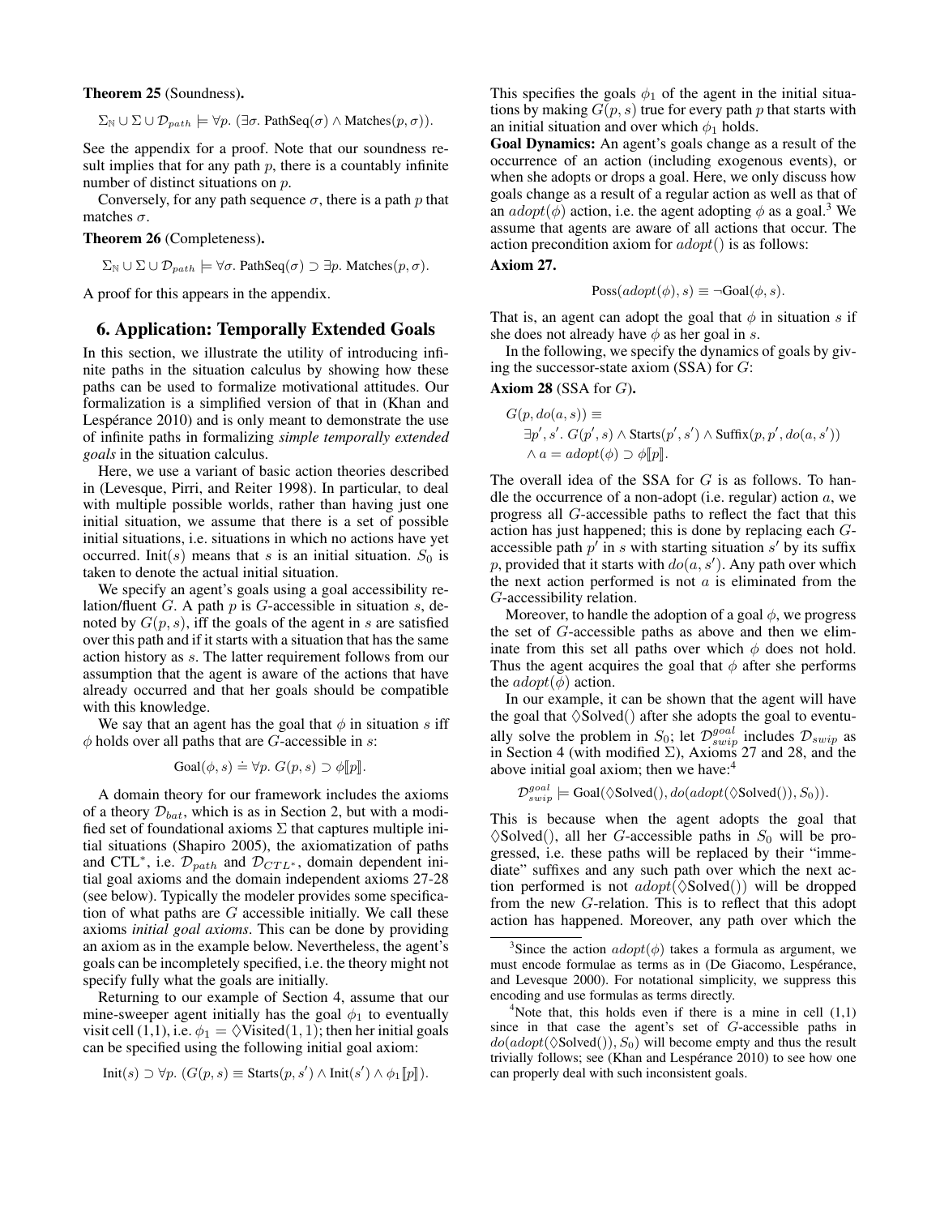**Theorem 25** (Soundness)**.**

$$\Sigma_{\mathbb{N}} \cup \Sigma \cup \mathcal{D}_{path} \models \forall p.\ (\exists \sigma.\ \text{PathSeq}(\sigma) \wedge \text{Matches}(p, \sigma)).$$

See the appendix for a proof. Note that our soundness result implies that for any path $p$, there is a countably infinite number of distinct situations on $p$.

Conversely, for any path sequence $\sigma$, there is a path $p$ that matches $\sigma$.

**Theorem 26** (Completeness)**.**

$$\Sigma_{\mathbb{N}} \cup \Sigma \cup \mathcal{D}_{path} \models \forall \sigma.\ \text{PathSeq}(\sigma) \supset \exists p.\ \text{Matches}(p, \sigma).$$

A proof for this appears in the appendix.

## 6. Application: Temporally Extended Goals

In this section, we illustrate the utility of introducing infinite paths in the situation calculus by showing how these paths can be used to formalize motivational attitudes. Our formalization is a simplified version of that in (Khan and Lespérance 2010) and is only meant to demonstrate the use of infinite paths in formalizing *simple temporally extended goals* in the situation calculus.

Here, we use a variant of basic action theories described in (Levesque, Pirri, and Reiter 1998). In particular, to deal with multiple possible worlds, rather than having just one initial situation, we assume that there is a set of possible initial situations, i.e. situations in which no actions have yet occurred. Init$(s)$ means that $s$ is an initial situation. $S_0$ is taken to denote the actual initial situation.

We specify an agent's goals using a goal accessibility relation/fluent $G$. A path $p$ is $G$-accessible in situation $s$, denoted by $G(p, s)$, iff the goals of the agent in $s$ are satisfied over this path and if it starts with a situation that has the same action history as $s$. The latter requirement follows from our assumption that the agent is aware of the actions that have already occurred and that her goals should be compatible with this knowledge.

We say that an agent has the goal that $\phi$ in situation $s$ iff $\phi$ holds over all paths that are $G$-accessible in $s$:

$$\text{Goal}(\phi, s) \doteq \forall p.\ G(p, s) \supset \phi[\![p]\!].$$

A domain theory for our framework includes the axioms of a theory $\mathcal{D}_{bat}$, which is as in Section 2, but with a modified set of foundational axioms $\Sigma$ that captures multiple initial situations (Shapiro 2005), the axiomatization of paths and CTL$^*$, i.e. $\mathcal{D}_{path}$ and $\mathcal{D}_{CTL^*}$, domain dependent initial goal axioms and the domain independent axioms 27-28 (see below). Typically the modeler provides some specification of what paths are $G$ accessible initially. We call these axioms *initial goal axioms*. This can be done by providing an axiom as in the example below. Nevertheless, the agent's goals can be incompletely specified, i.e. the theory might not specify fully what the goals are initially.

Returning to our example of Section 4, assume that our mine-sweeper agent initially has the goal $\phi_1$ to eventually visit cell (1,1), i.e. $\phi_1 = \Diamond\text{Visited}(1, 1)$; then her initial goals can be specified using the following initial goal axiom:

$$\text{Init}(s) \supset \forall p.\ (G(p, s) \equiv \text{Starts}(p, s') \wedge \text{Init}(s') \wedge \phi_1[\![p]\!]).$$

This specifies the goals $\phi_1$ of the agent in the initial situations by making $G(p, s)$ true for every path $p$ that starts with an initial situation and over which $\phi_1$ holds.

**Goal Dynamics:** An agent's goals change as a result of the occurrence of an action (including exogenous events), or when she adopts or drops a goal. Here, we only discuss how goals change as a result of a regular action as well as that of an $adopt(\phi)$ action, i.e. the agent adopting $\phi$ as a goal.[3] We assume that agents are aware of all actions that occur. The action precondition axiom for $adopt()$ is as follows:

**Axiom 27.**

$$\text{Poss}(adopt(\phi), s) \equiv \neg\text{Goal}(\phi, s).$$

That is, an agent can adopt the goal that $\phi$ in situation $s$ if she does not already have $\phi$ as her goal in $s$.

In the following, we specify the dynamics of goals by giving the successor-state axiom (SSA) for $G$:

**Axiom 28** (SSA for $G$)**.**

$$\begin{aligned}
&G(p, do(a, s)) \equiv \\
&\quad \exists p', s'.\ G(p', s) \wedge \text{Starts}(p', s') \wedge \text{Suffix}(p, p', do(a, s')) \\
&\quad \wedge a = adopt(\phi) \supset \phi[\![p]\!].
\end{aligned}$$

The overall idea of the SSA for $G$ is as follows. To handle the occurrence of a non-adopt (i.e. regular) action $a$, we progress all $G$-accessible paths to reflect the fact that this action has just happened; this is done by replacing each $G$-accessible path $p'$ in $s$ with starting situation $s'$ by its suffix $p$, provided that it starts with $do(a, s')$. Any path over which the next action performed is not $a$ is eliminated from the $G$-accessibility relation.

Moreover, to handle the adoption of a goal $\phi$, we progress the set of $G$-accessible paths as above and then we eliminate from this set all paths over which $\phi$ does not hold. Thus the agent acquires the goal that $\phi$ after she performs the $adopt(\phi)$ action.

In our example, it can be shown that the agent will have the goal that $\Diamond$Solved() after she adopts the goal to eventually solve the problem in $S_0$; let $\mathcal{D}^{goal}_{swip}$ includes $\mathcal{D}_{swip}$ as in Section 4 (with modified $\Sigma$), Axioms 27 and 28, and the above initial goal axiom; then we have:[4]

$$\mathcal{D}^{goal}_{swip} \models \text{Goal}(\Diamond\text{Solved}(), do(adopt(\Diamond\text{Solved}()), S_0)).$$

This is because when the agent adopts the goal that $\Diamond$Solved(), all her $G$-accessible paths in $S_0$ will be progressed, i.e. these paths will be replaced by their "immediate" suffixes and any such path over which the next action performed is not $adopt(\Diamond\text{Solved}())$ will be dropped from the new $G$-relation. This is to reflect that this adopt action has happened. Moreover, any path over which the

---

[3] Since the action $adopt(\phi)$ takes a formula as argument, we must encode formulae as terms as in (De Giacomo, Lespérance, and Levesque 2000). For notational simplicity, we suppress this encoding and use formulas as terms directly.

[4] Note that, this holds even if there is a mine in cell (1,1) since in that case the agent's set of $G$-accessible paths in $do(adopt(\Diamond\text{Solved}()), S_0)$ will become empty and thus the result trivially follows; see (Khan and Lespérance 2010) to see how one can properly deal with such inconsistent goals.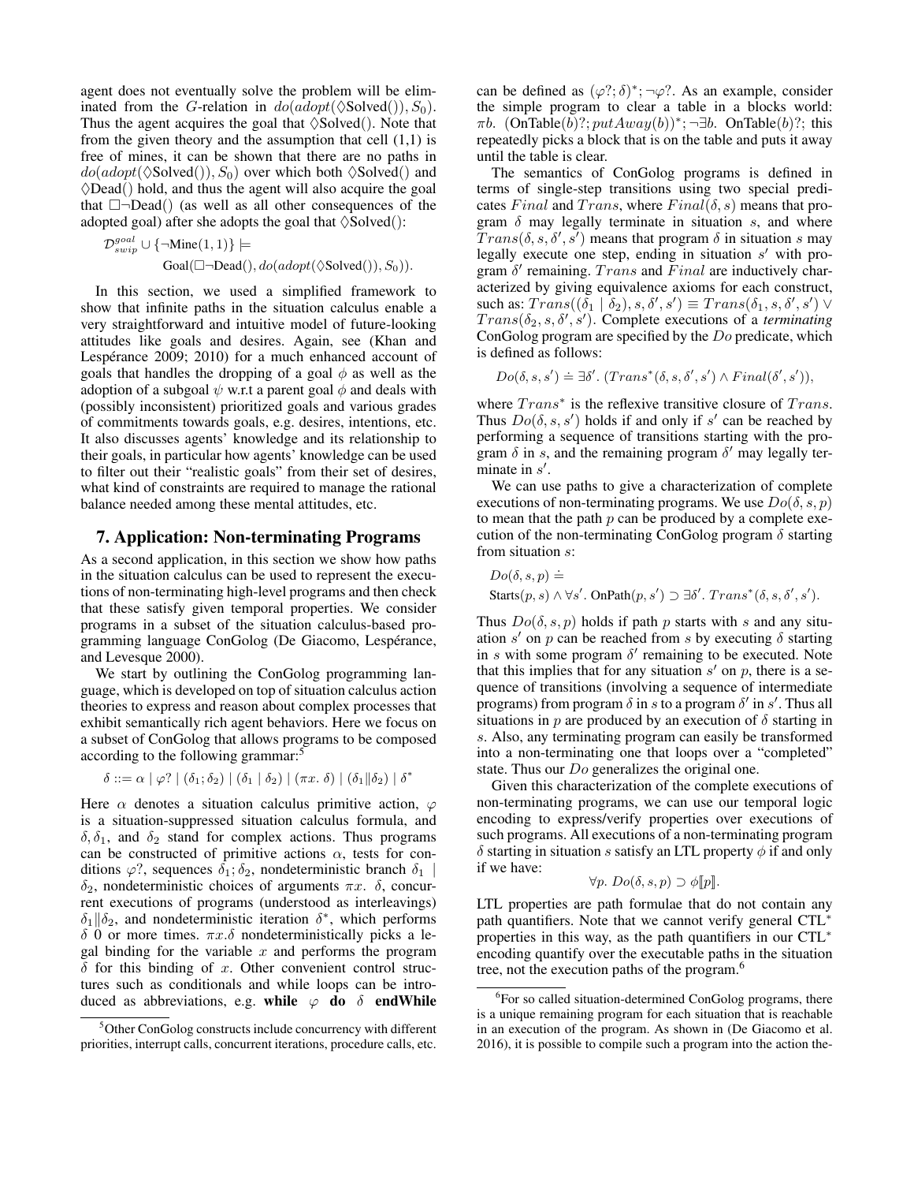agent does not eventually solve the problem will be eliminated from the $G$-relation in $do(adopt(\Diamond \text{Solved}()), S_0)$. Thus the agent acquires the goal that $\Diamond\text{Solved}()$. Note that from the given theory and the assumption that cell (1,1) is free of mines, it can be shown that there are no paths in $do(adopt(\Diamond\text{Solved}()), S_0)$ over which both $\Diamond\text{Solved}()$ and $\Diamond\text{Dead}()$ hold, and thus the agent will also acquire the goal that $\Box\neg\text{Dead}()$ (as well as all other consequences of the adopted goal) after she adopts the goal that $\Diamond\text{Solved}()$:

$$\mathcal{D}^{goal}_{swip} \cup \{\neg\text{Mine}(1,1)\} \models \text{Goal}(\Box\neg\text{Dead}(), do(adopt(\Diamond\text{Solved}()), S_0)).$$

In this section, we used a simplified framework to show that infinite paths in the situation calculus enable a very straightforward and intuitive model of future-looking attitudes like goals and desires. Again, see (Khan and Lespérance 2009; 2010) for a much enhanced account of goals that handles the dropping of a goal $\phi$ as well as the adoption of a subgoal $\psi$ w.r.t a parent goal $\phi$ and deals with (possibly inconsistent) prioritized goals and various grades of commitments towards goals, e.g. desires, intentions, etc. It also discusses agents' knowledge and its relationship to their goals, in particular how agents' knowledge can be used to filter out their "realistic goals" from their set of desires, what kind of constraints are required to manage the rational balance needed among these mental attitudes, etc.

## 7. Application: Non-terminating Programs

As a second application, in this section we show how paths in the situation calculus can be used to represent the executions of non-terminating high-level programs and then check that these satisfy given temporal properties. We consider programs in a subset of the situation calculus-based programming language ConGolog (De Giacomo, Lespérance, and Levesque 2000).

We start by outlining the ConGolog programming language, which is developed on top of situation calculus action theories to express and reason about complex processes that exhibit semantically rich agent behaviors. Here we focus on a subset of ConGolog that allows programs to be composed according to the following grammar:[5]

$$\delta ::= \alpha \mid \varphi? \mid (\delta_1; \delta_2) \mid (\delta_1 \mid \delta_2) \mid (\pi x.\ \delta) \mid (\delta_1 \| \delta_2) \mid \delta^*$$

Here $\alpha$ denotes a situation calculus primitive action, $\varphi$ is a situation-suppressed situation calculus formula, and $\delta, \delta_1$, and $\delta_2$ stand for complex actions. Thus programs can be constructed of primitive actions $\alpha$, tests for conditions $\varphi?$, sequences $\delta_1; \delta_2$, nondeterministic branch $\delta_1 \mid \delta_2$, nondeterministic choices of arguments $\pi x.\ \delta$, concurrent executions of programs (understood as interleavings) $\delta_1 \| \delta_2$, and nondeterministic iteration $\delta^*$, which performs $\delta$ 0 or more times. $\pi x.\delta$ nondeterministically picks a legal binding for the variable $x$ and performs the program $\delta$ for this binding of $x$. Other convenient control structures such as conditionals and while loops can be introduced as abbreviations, e.g. **while** $\varphi$ **do** $\delta$ **endWhile** can be defined as $(\varphi?; \delta)^*; \neg\varphi?$. As an example, consider the simple program to clear a table in a blocks world: $\pi b.\ (\text{OnTable}(b)?; putAway(b))^*; \neg\exists b.\ \text{OnTable}(b)?$; this repeatedly picks a block that is on the table and puts it away until the table is clear.

The semantics of ConGolog programs is defined in terms of single-step transitions using two special predicates $Final$ and $Trans$, where $Final(\delta, s)$ means that program $\delta$ may legally terminate in situation $s$, and where $Trans(\delta, s, \delta', s')$ means that program $\delta$ in situation $s$ may legally execute one step, ending in situation $s'$ with program $\delta'$ remaining. $Trans$ and $Final$ are inductively characterized by giving equivalence axioms for each construct, such as: $Trans((\delta_1 \mid \delta_2), s, \delta', s') \equiv Trans(\delta_1, s, \delta', s') \vee Trans(\delta_2, s, \delta', s')$. Complete executions of a *terminating* ConGolog program are specified by the $Do$ predicate, which is defined as follows:

$$Do(\delta, s, s') \doteq \exists \delta'.\ (Trans^*(\delta, s, \delta', s') \wedge Final(\delta', s')),$$

where $Trans^*$ is the reflexive transitive closure of $Trans$. Thus $Do(\delta, s, s')$ holds if and only if $s'$ can be reached by performing a sequence of transitions starting with the program $\delta$ in $s$, and the remaining program $\delta'$ may legally terminate in $s'$.

We can use paths to give a characterization of complete executions of non-terminating programs. We use $Do(\delta, s, p)$ to mean that the path $p$ can be produced by a complete execution of the non-terminating ConGolog program $\delta$ starting from situation $s$:

$$Do(\delta, s, p) \doteq \text{Starts}(p, s) \wedge \forall s'.\ \text{OnPath}(p, s') \supset \exists \delta'.\ Trans^*(\delta, s, \delta', s').$$

Thus $Do(\delta, s, p)$ holds if path $p$ starts with $s$ and any situation $s'$ on $p$ can be reached from $s$ by executing $\delta$ starting in $s$ with some program $\delta'$ remaining to be executed. Note that this implies that for any situation $s'$ on $p$, there is a sequence of transitions (involving a sequence of intermediate programs) from program $\delta$ in $s$ to a program $\delta'$ in $s'$. Thus all situations in $p$ are produced by an execution of $\delta$ starting in $s$. Also, any terminating program can easily be transformed into a non-terminating one that loops over a "completed" state. Thus our $Do$ generalizes the original one.

Given this characterization of the complete executions of non-terminating programs, we can use our temporal logic encoding to express/verify properties over executions of such programs. All executions of a non-terminating program $\delta$ starting in situation $s$ satisfy an LTL property $\phi$ if and only if we have:

$$\forall p.\ Do(\delta, s, p) \supset \phi[\![p]\!].$$

LTL properties are path formulae that do not contain any path quantifiers. Note that we cannot verify general CTL$^*$ properties in this way, as the path quantifiers in our CTL$^*$ encoding quantify over the executable paths in the situation tree, not the execution paths of the program.[6]

[5] Other ConGolog constructs include concurrency with different priorities, interrupt calls, concurrent iterations, procedure calls, etc.

[6] For so called situation-determined ConGolog programs, there is a unique remaining program for each situation that is reachable in an execution of the program. As shown in (De Giacomo et al. 2016), it is possible to compile such a program into the action the-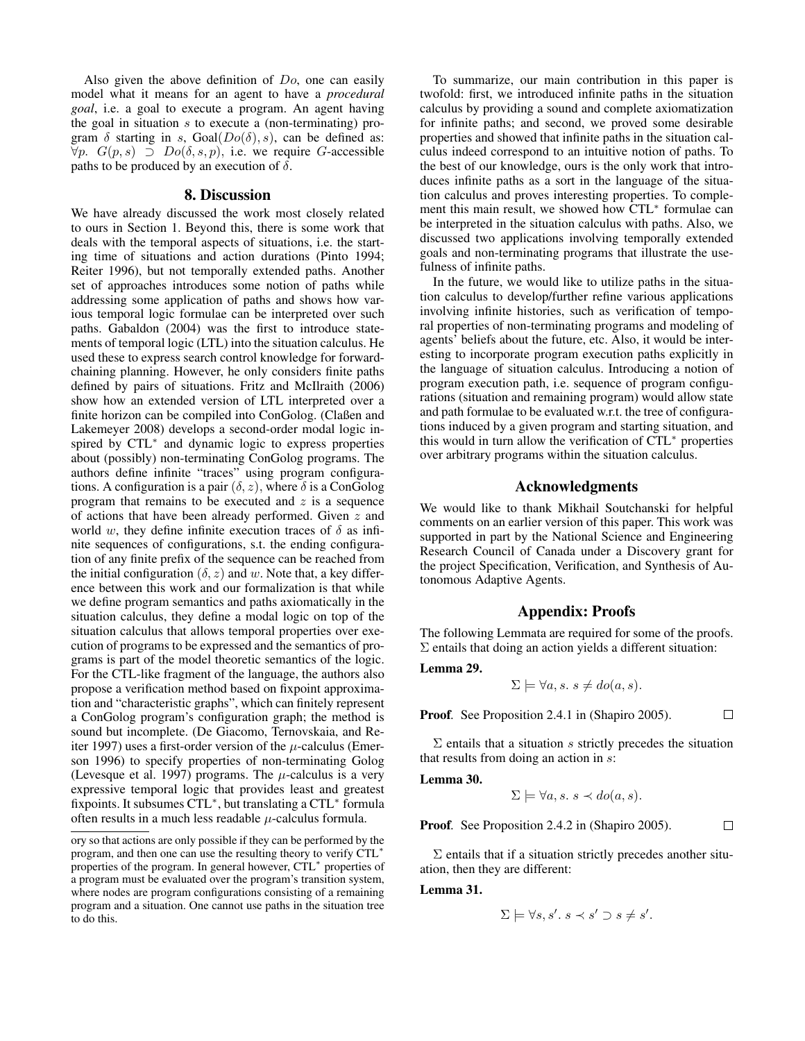Also given the above definition of $Do$, one can easily model what it means for an agent to have a *procedural goal*, i.e. a goal to execute a program. An agent having the goal in situation $s$ to execute a (non-terminating) program $\delta$ starting in $s$, $\text{Goal}(Do(\delta), s)$, can be defined as: $\forall p.\ G(p, s) \supset Do(\delta, s, p)$, i.e. we require $G$-accessible paths to be produced by an execution of $\delta$.

## 8. Discussion

We have already discussed the work most closely related to ours in Section 1. Beyond this, there is some work that deals with the temporal aspects of situations, i.e. the starting time of situations and action durations (Pinto 1994; Reiter 1996), but not temporally extended paths. Another set of approaches introduces some notion of paths while addressing some application of paths and shows how various temporal logic formulae can be interpreted over such paths. Gabaldon (2004) was the first to introduce statements of temporal logic (LTL) into the situation calculus. He used these to express search control knowledge for forward-chaining planning. However, he only considers finite paths defined by pairs of situations. Fritz and McIlraith (2006) show how an extended version of LTL interpreted over a finite horizon can be compiled into ConGolog. (Claßen and Lakemeyer 2008) develops a second-order modal logic inspired by CTL$^*$ and dynamic logic to express properties about (possibly) non-terminating ConGolog programs. The authors define infinite "traces" using program configurations. A configuration is a pair $(\delta, z)$, where $\delta$ is a ConGolog program that remains to be executed and $z$ is a sequence of actions that have been already performed. Given $z$ and world $w$, they define infinite execution traces of $\delta$ as infinite sequences of configurations, s.t. the ending configuration of any finite prefix of the sequence can be reached from the initial configuration $(\delta, z)$ and $w$. Note that, a key difference between this work and our formalization is that while we define program semantics and paths axiomatically in the situation calculus, they define a modal logic on top of the situation calculus that allows temporal properties over execution of programs to be expressed and the semantics of programs is part of the model theoretic semantics of the logic. For the CTL-like fragment of the language, the authors also propose a verification method based on fixpoint approximation and "characteristic graphs", which can finitely represent a ConGolog program's configuration graph; the method is sound but incomplete. (De Giacomo, Ternovskaia, and Reiter 1997) uses a first-order version of the $\mu$-calculus (Emerson 1996) to specify properties of non-terminating Golog (Levesque et al. 1997) programs. The $\mu$-calculus is a very expressive temporal logic that provides least and greatest fixpoints. It subsumes CTL$^*$, but translating a CTL$^*$ formula often results in a much less readable $\mu$-calculus formula.

ory so that actions are only possible if they can be performed by the program, and then one can use the resulting theory to verify CTL$^*$ properties of the program. In general however, CTL$^*$ properties of a program must be evaluated over the program's transition system, where nodes are program configurations consisting of a remaining program and a situation. One cannot use paths in the situation tree to do this.

To summarize, our main contribution in this paper is twofold: first, we introduced infinite paths in the situation calculus by providing a sound and complete axiomatization for infinite paths; and second, we proved some desirable properties and showed that infinite paths in the situation calculus indeed correspond to an intuitive notion of paths. To the best of our knowledge, ours is the only work that introduces infinite paths as a sort in the language of the situation calculus and proves interesting properties. To complement this main result, we showed how CTL$^*$ formulae can be interpreted in the situation calculus with paths. Also, we discussed two applications involving temporally extended goals and non-terminating programs that illustrate the usefulness of infinite paths.

In the future, we would like to utilize paths in the situation calculus to develop/further refine various applications involving infinite histories, such as verification of temporal properties of non-terminating programs and modeling of agents' beliefs about the future, etc. Also, it would be interesting to incorporate program execution paths explicitly in the language of situation calculus. Introducing a notion of program execution path, i.e. sequence of program configurations (situation and remaining program) would allow state and path formulae to be evaluated w.r.t. the tree of configurations induced by a given program and starting situation, and this would in turn allow the verification of CTL$^*$ properties over arbitrary programs within the situation calculus.

## Acknowledgments

We would like to thank Mikhail Soutchanski for helpful comments on an earlier version of this paper. This work was supported in part by the National Science and Engineering Research Council of Canada under a Discovery grant for the project Specification, Verification, and Synthesis of Autonomous Adaptive Agents.

## Appendix: Proofs

The following Lemmata are required for some of the proofs. $\Sigma$ entails that doing an action yields a different situation:

**Lemma 29.**

$$\Sigma \models \forall a, s.\ s \neq do(a, s).$$

**Proof**. See Proposition 2.4.1 in (Shapiro 2005). □

$\Sigma$ entails that a situation $s$ strictly precedes the situation that results from doing an action in $s$:

**Lemma 30.**

$$\Sigma \models \forall a, s.\ s \prec do(a, s).$$

**Proof**. See Proposition 2.4.2 in (Shapiro 2005). □

$\Sigma$ entails that if a situation strictly precedes another situation, then they are different:

**Lemma 31.**

$$\Sigma \models \forall s, s'.\ s \prec s' \supset s \neq s'.$$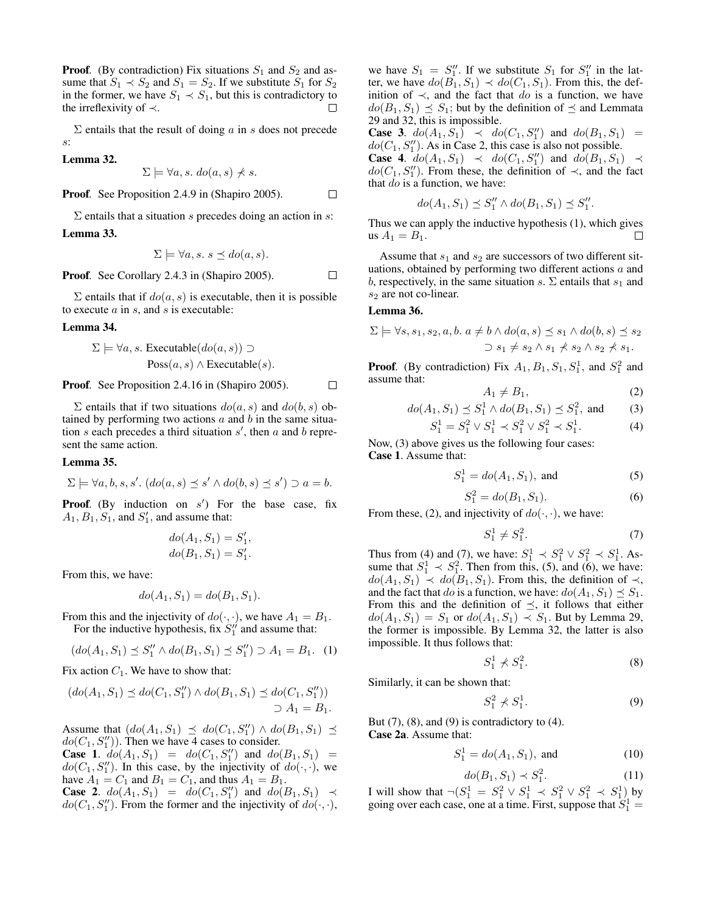**Proof**. (By contradiction) Fix situations $S_1$ and $S_2$ and assume that $S_1 \prec S_2$ and $S_1 = S_2$. If we substitute $S_1$ for $S_2$ in the former, we have $S_1 \prec S_1$, but this is contradictory to the irreflexivity of $\prec$. ☐

$\Sigma$ entails that the result of doing $a$ in $s$ does not precede $s$:

**Lemma 32.**

$$\Sigma \models \forall a, s.\ do(a, s) \not\prec s.$$

**Proof**. See Proposition 2.4.9 in (Shapiro 2005). ☐

$\Sigma$ entails that a situation $s$ precedes doing an action in $s$:

**Lemma 33.**

$$\Sigma \models \forall a, s.\ s \preceq do(a, s).$$

**Proof**. See Corollary 2.4.3 in (Shapiro 2005). ☐

$\Sigma$ entails that if $do(a, s)$ is executable, then it is possible to execute $a$ in $s$, and $s$ is executable:

**Lemma 34.**

$$\Sigma \models \forall a, s.\ \text{Executable}(do(a, s)) \supset \text{Poss}(a, s) \wedge \text{Executable}(s).$$

**Proof**. See Proposition 2.4.16 in (Shapiro 2005). ☐

$\Sigma$ entails that if two situations $do(a, s)$ and $do(b, s)$ obtained by performing two actions $a$ and $b$ in the same situation $s$ each precedes a third situation $s'$, then $a$ and $b$ represent the same action.

**Lemma 35.**

$$\Sigma \models \forall a, b, s, s'.\ (do(a, s) \preceq s' \wedge do(b, s) \preceq s') \supset a = b.$$

**Proof**. (By induction on $s'$) For the base case, fix $A_1, B_1, S_1$, and $S'_1$, and assume that:

$$do(A_1, S_1) = S'_1,$$
$$do(B_1, S_1) = S'_1.$$

From this, we have:

$$do(A_1, S_1) = do(B_1, S_1).$$

From this and the injectivity of $do(\cdot, \cdot)$, we have $A_1 = B_1$.

For the inductive hypothesis, fix $S''_1$ and assume that:

$$(do(A_1, S_1) \preceq S''_1 \wedge do(B_1, S_1) \preceq S''_1) \supset A_1 = B_1. \quad (1)$$

Fix action $C_1$. We have to show that:

$$(do(A_1, S_1) \preceq do(C_1, S''_1) \wedge do(B_1, S_1) \preceq do(C_1, S''_1)) \supset A_1 = B_1.$$

Assume that $(do(A_1, S_1) \preceq do(C_1, S''_1) \wedge do(B_1, S_1) \preceq do(C_1, S''_1))$. Then we have 4 cases to consider.

**Case 1**. $do(A_1, S_1) = do(C_1, S''_1)$ and $do(B_1, S_1) = do(C_1, S''_1)$. In this case, by the injectivity of $do(\cdot, \cdot)$, we have $A_1 = C_1$ and $B_1 = C_1$, and thus $A_1 = B_1$.

**Case 2**. $do(A_1, S_1) = do(C_1, S''_1)$ and $do(B_1, S_1) \prec do(C_1, S''_1)$. From the former and the injectivity of $do(\cdot, \cdot)$, we have $S_1 = S''_1$. If we substitute $S_1$ for $S''_1$ in the latter, we have $do(B_1, S_1) \prec do(C_1, S_1)$. From this, the definition of $\prec$, and the fact that $do$ is a function, we have $do(B_1, S_1) \preceq S_1$; but by the definition of $\preceq$ and Lemmata 29 and 32, this is impossible.

**Case 3**. $do(A_1, S_1) \prec do(C_1, S''_1)$ and $do(B_1, S_1) = do(C_1, S''_1)$. As in Case 2, this case is also not possible.

**Case 4**. $do(A_1, S_1) \prec do(C_1, S''_1)$ and $do(B_1, S_1) \prec do(C_1, S''_1)$. From these, the definition of $\prec$, and the fact that $do$ is a function, we have:

$$do(A_1, S_1) \preceq S''_1 \wedge do(B_1, S_1) \preceq S''_1.$$

Thus we can apply the inductive hypothesis (1), which gives us $A_1 = B_1$. ☐

Assume that $s_1$ and $s_2$ are successors of two different situations, obtained by performing two different actions $a$ and $b$, respectively, in the same situation $s$. $\Sigma$ entails that $s_1$ and $s_2$ are not co-linear.

**Lemma 36.**

$$\Sigma \models \forall s, s_1, s_2, a, b.\ a \neq b \wedge do(a, s) \preceq s_1 \wedge do(b, s) \preceq s_2 \supset s_1 \neq s_2 \wedge s_1 \not\prec s_2 \wedge s_2 \not\prec s_1.$$

**Proof**. (By contradiction) Fix $A_1, B_1, S_1, S_1^1$, and $S_1^2$ and assume that:

$$A_1 \neq B_1, \quad (2)$$

$$do(A_1, S_1) \preceq S_1^1 \wedge do(B_1, S_1) \preceq S_1^2, \text{ and} \quad (3)$$

$$S_1^1 = S_1^2 \vee S_1^1 \prec S_1^2 \vee S_1^2 \prec S_1^1. \quad (4)$$

Now, (3) above gives us the following four cases:

**Case 1**. Assume that:

$$S_1^1 = do(A_1, S_1), \text{ and} \quad (5)$$

$$S_1^2 = do(B_1, S_1). \quad (6)$$

From these, (2), and injectivity of $do(\cdot, \cdot)$, we have:

$$S_1^1 \neq S_1^2. \quad (7)$$

Thus from (4) and (7), we have: $S_1^1 \prec S_1^2 \vee S_1^2 \prec S_1^1$. Assume that $S_1^1 \prec S_1^2$. Then from this, (5), and (6), we have: $do(A_1, S_1) \prec do(B_1, S_1)$. From this, the definition of $\prec$, and the fact that $do$ is a function, we have: $do(A_1, S_1) \preceq S_1$. From this and the definition of $\preceq$, it follows that either $do(A_1, S_1) = S_1$ or $do(A_1, S_1) \prec S_1$. But by Lemma 29, the former is impossible. By Lemma 32, the latter is also impossible. It thus follows that:

$$S_1^1 \not\prec S_1^2. \quad (8)$$

Similarly, it can be shown that:

$$S_1^2 \not\prec S_1^1. \quad (9)$$

But (7), (8), and (9) is contradictory to (4).

**Case 2a**. Assume that:

$$S_1^1 = do(A_1, S_1), \text{ and} \quad (10)$$

$$do(B_1, S_1) \prec S_1^2. \quad (11)$$

I will show that $\neg(S_1^1 = S_1^2 \vee S_1^1 \prec S_1^2 \vee S_1^2 \prec S_1^1)$ by going over each case, one at a time. First, suppose that $S_1^1 =$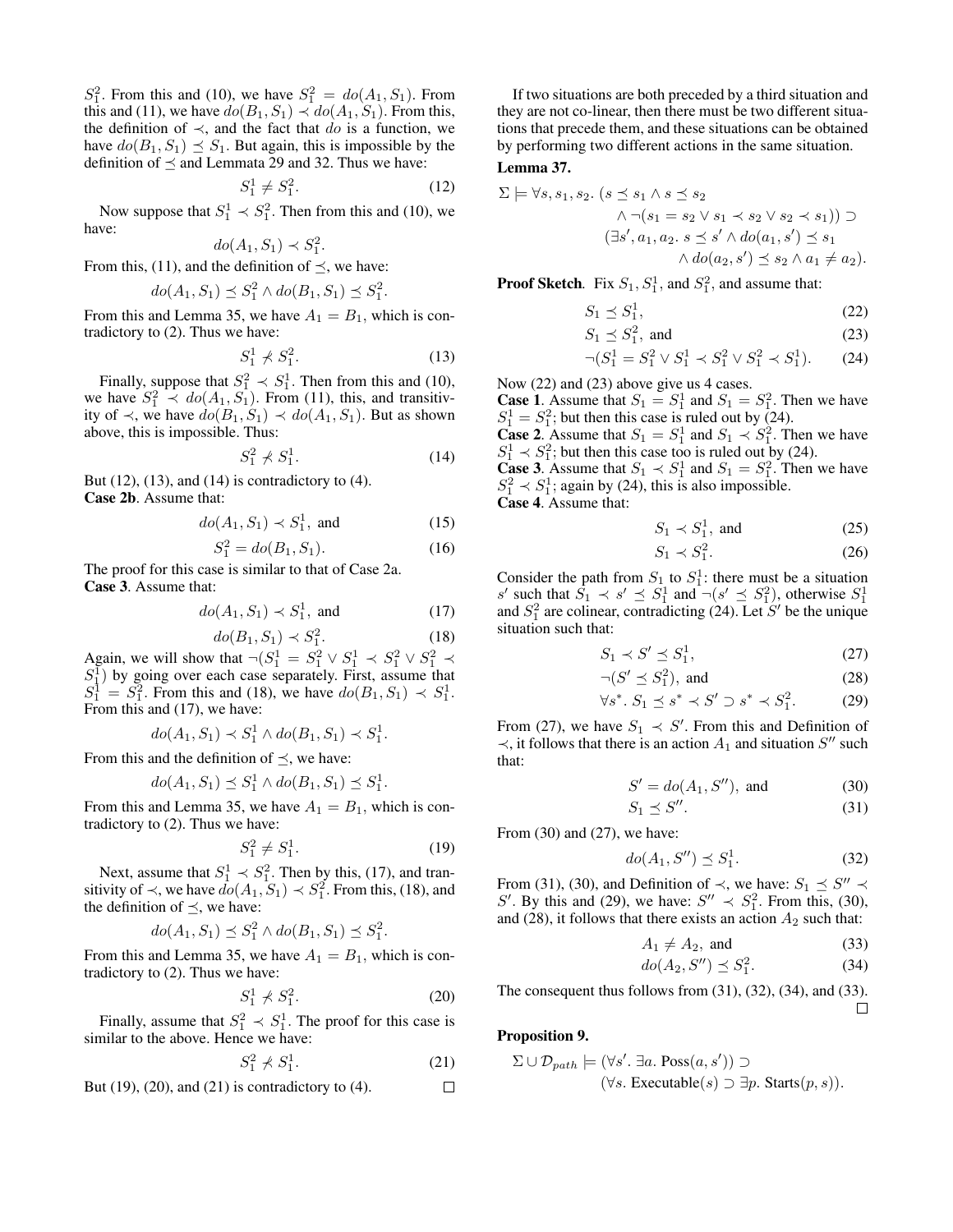$S_1^2$. From this and (10), we have $S_1^2 = do(A_1, S_1)$. From this and (11), we have $do(B_1, S_1) \prec do(A_1, S_1)$. From this, the definition of $\prec$, and the fact that $do$ is a function, we have $do(B_1, S_1) \preceq S_1$. But again, this is impossible by the definition of $\preceq$ and Lemmata 29 and 32. Thus we have:

$$S_1^1 \neq S_1^2. \tag{12}$$

Now suppose that $S_1^1 \prec S_1^2$. Then from this and (10), we have:

$$do(A_1, S_1) \prec S_1^2.$$

From this, (11), and the definition of $\preceq$, we have:

$$do(A_1, S_1) \preceq S_1^2 \wedge do(B_1, S_1) \preceq S_1^2.$$

From this and Lemma 35, we have $A_1 = B_1$, which is contradictory to (2). Thus we have:

$$S_1^1 \not\prec S_1^2. \tag{13}$$

Finally, suppose that $S_1^2 \prec S_1^1$. Then from this and (10), we have $S_1^2 \prec do(A_1, S_1)$. From (11), this, and transitivity of $\prec$, we have $do(B_1, S_1) \prec do(A_1, S_1)$. But as shown above, this is impossible. Thus:

$$S_1^2 \not\prec S_1^1. \tag{14}$$

But (12), (13), and (14) is contradictory to (4).
**Case 2b**. Assume that:

$$do(A_1, S_1) \prec S_1^1, \text{ and} \tag{15}$$

$$S_1^2 = do(B_1, S_1). \tag{16}$$

The proof for this case is similar to that of Case 2a.
**Case 3**. Assume that:

$$do(A_1, S_1) \prec S_1^1, \text{ and} \tag{17}$$

$$do(B_1, S_1) \prec S_1^2. \tag{18}$$

Again, we will show that $\neg(S_1^1 = S_1^2 \vee S_1^1 \prec S_1^2 \vee S_1^2 \prec S_1^1)$ by going over each case separately. First, assume that $S_1^1 = S_1^2$. From this and (18), we have $do(B_1, S_1) \prec S_1^1$. From this and (17), we have:

$$do(A_1, S_1) \prec S_1^1 \wedge do(B_1, S_1) \prec S_1^1.$$

From this and the definition of $\preceq$, we have:

$$do(A_1, S_1) \preceq S_1^1 \wedge do(B_1, S_1) \preceq S_1^1.$$

From this and Lemma 35, we have $A_1 = B_1$, which is contradictory to (2). Thus we have:

$$S_1^2 \neq S_1^1. \tag{19}$$

Next, assume that $S_1^1 \prec S_1^2$. Then by this, (17), and transitivity of $\prec$, we have $do(A_1, S_1) \prec S_1^2$. From this, (18), and the definition of $\preceq$, we have:

$$do(A_1, S_1) \preceq S_1^2 \wedge do(B_1, S_1) \preceq S_1^2.$$

From this and Lemma 35, we have $A_1 = B_1$, which is contradictory to (2). Thus we have:

$$S_1^1 \not\prec S_1^2. \tag{20}$$

Finally, assume that $S_1^2 \prec S_1^1$. The proof for this case is similar to the above. Hence we have:

$$S_1^2 \not\prec S_1^1. \tag{21}$$

But (19), (20), and (21) is contradictory to (4). □

If two situations are both preceded by a third situation and they are not co-linear, then there must be two different situations that precede them, and these situations can be obtained by performing two different actions in the same situation.

**Lemma 37.**

$$\begin{aligned}\Sigma \models \forall s, s_1, s_2.\ (s \preceq s_1 \wedge s \preceq s_2 \\ \wedge \neg(s_1 = s_2 \vee s_1 \prec s_2 \vee s_2 \prec s_1)) \supset \\ (\exists s', a_1, a_2.\ s \preceq s' \wedge do(a_1, s') \preceq s_1 \\ \wedge do(a_2, s') \preceq s_2 \wedge a_1 \neq a_2).\end{aligned}$$

**Proof Sketch**. Fix $S_1, S_1^1$, and $S_1^2$, and assume that:

$$S_1 \preceq S_1^1, \tag{22}$$

$$S_1 \preceq S_1^2, \text{ and} \tag{23}$$

$$\neg(S_1^1 = S_1^2 \vee S_1^1 \prec S_1^2 \vee S_1^2 \prec S_1^1). \tag{24}$$

Now (22) and (23) above give us 4 cases.
**Case 1**. Assume that $S_1 = S_1^1$ and $S_1 = S_1^2$. Then we have $S_1^1 = S_1^2$; but then this case is ruled out by (24).
**Case 2**. Assume that $S_1 = S_1^1$ and $S_1 \prec S_1^2$. Then we have $S_1^1 \prec S_1^2$; but then this case too is ruled out by (24).
**Case 3**. Assume that $S_1 \prec S_1^1$ and $S_1 = S_1^2$. Then we have $S_1^2 \prec S_1^1$; again by (24), this is also impossible.
**Case 4**. Assume that:

$$S_1 \prec S_1^1, \text{ and} \tag{25}$$

$$S_1 \prec S_1^2. \tag{26}$$

Consider the path from $S_1$ to $S_1^1$: there must be a situation $s'$ such that $S_1 \prec s' \preceq S_1^1$ and $\neg(s' \preceq S_1^2)$, otherwise $S_1^1$ and $S_1^2$ are colinear, contradicting (24). Let $S'$ be the unique situation such that:

$$S_1 \prec S' \preceq S_1^1, \tag{27}$$

$$\neg(S' \preceq S_1^2), \text{ and} \tag{28}$$

$$\forall s^*.\ S_1 \preceq s^* \prec S' \supset s^* \prec S_1^2. \tag{29}$$

From (27), we have $S_1 \prec S'$. From this and Definition of $\prec$, it follows that there is an action $A_1$ and situation $S''$ such that:

$$S' = do(A_1, S''), \text{ and} \tag{30}$$

$$S_1 \preceq S''. \tag{31}$$

From (30) and (27), we have:

$$do(A_1, S'') \preceq S_1^1. \tag{32}$$

From (31), (30), and Definition of $\prec$, we have: $S_1 \preceq S'' \prec S'$. By this and (29), we have: $S'' \prec S_1^2$. From this, (30), and (28), it follows that there exists an action $A_2$ such that:

$$A_1 \neq A_2, \text{ and} \tag{33}$$

$$do(A_2, S'') \preceq S_1^2. \tag{34}$$

The consequent thus follows from (31), (32), (34), and (33). □

**Proposition 9.**

$$\begin{aligned}\Sigma \cup \mathcal{D}_{path} \models (\forall s'.\ \exists a.\ \text{Poss}(a, s')) \supset \\ (\forall s.\ \text{Executable}(s) \supset \exists p.\ \text{Starts}(p, s)).\end{aligned}$$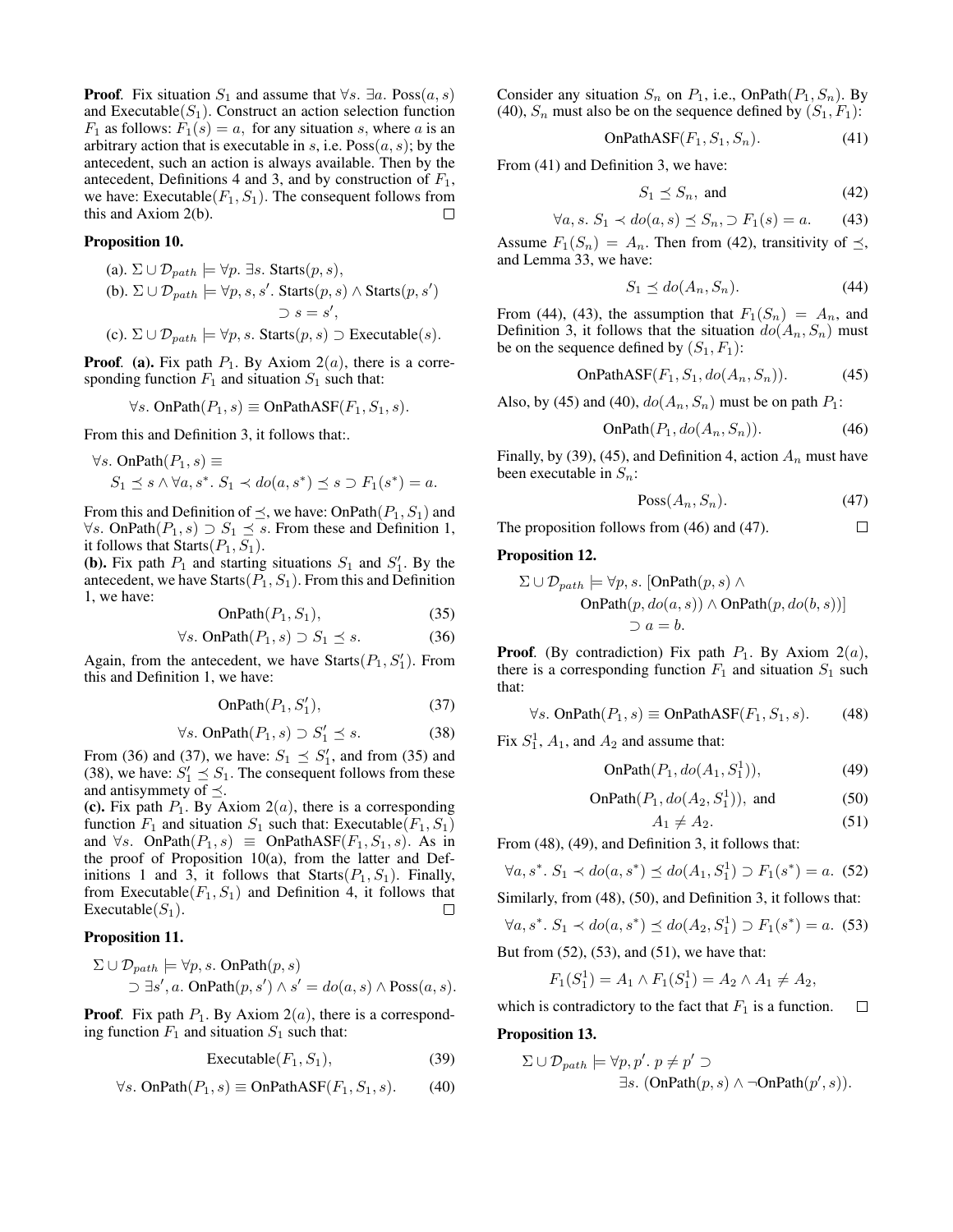**Proof**. Fix situation $S_1$ and assume that $\forall s.\ \exists a.\ \text{Poss}(a, s)$ and $\text{Executable}(S_1)$. Construct an action selection function $F_1$ as follows: $F_1(s) = a$, for any situation $s$, where $a$ is an arbitrary action that is executable in $s$, i.e. $\text{Poss}(a, s)$; by the antecedent, such an action is always available. Then by the antecedent, Definitions 4 and 3, and by construction of $F_1$, we have: $\text{Executable}(F_1, S_1)$. The consequent follows from this and Axiom 2(b). □

**Proposition 10.**

(a). $\Sigma \cup \mathcal{D}_{path} \models \forall p.\ \exists s.\ \text{Starts}(p, s)$,

(b). $\Sigma \cup \mathcal{D}_{path} \models \forall p, s, s'.\ \text{Starts}(p, s) \wedge \text{Starts}(p, s') \supset s = s'$,

(c). $\Sigma \cup \mathcal{D}_{path} \models \forall p, s.\ \text{Starts}(p, s) \supset \text{Executable}(s)$.

**Proof**. **(a).** Fix path $P_1$. By Axiom $2(a)$, there is a corresponding function $F_1$ and situation $S_1$ such that:

$$\forall s.\ \text{OnPath}(P_1, s) \equiv \text{OnPathASF}(F_1, S_1, s).$$

From this and Definition 3, it follows that:.

$$\forall s.\ \text{OnPath}(P_1, s) \equiv S_1 \preceq s \wedge \forall a, s^*.\ S_1 \prec do(a, s^*) \preceq s \supset F_1(s^*) = a.$$

From this and Definition of $\preceq$, we have: $\text{OnPath}(P_1, S_1)$ and $\forall s.\ \text{OnPath}(P_1, s) \supset S_1 \preceq s$. From these and Definition 1, it follows that $\text{Starts}(P_1, S_1)$.

**(b).** Fix path $P_1$ and starting situations $S_1$ and $S_1'$. By the antecedent, we have $\text{Starts}(P_1, S_1)$. From this and Definition 1, we have:

$$\text{OnPath}(P_1, S_1), \tag{35}$$

$$\forall s.\ \text{OnPath}(P_1, s) \supset S_1 \preceq s. \tag{36}$$

Again, from the antecedent, we have $\text{Starts}(P_1, S_1')$. From this and Definition 1, we have:

$$\text{OnPath}(P_1, S_1'), \tag{37}$$

$$\forall s.\ \text{OnPath}(P_1, s) \supset S_1' \preceq s. \tag{38}$$

From (36) and (37), we have: $S_1 \preceq S_1'$, and from (35) and (38), we have: $S_1' \preceq S_1$. The consequent follows from these and antisymmety of $\preceq$.

**(c).** Fix path $P_1$. By Axiom $2(a)$, there is a corresponding function $F_1$ and situation $S_1$ such that: $\text{Executable}(F_1, S_1)$ and $\forall s.\ \text{OnPath}(P_1, s) \equiv \text{OnPathASF}(F_1, S_1, s)$. As in the proof of Proposition 10(a), from the latter and Definitions 1 and 3, it follows that $\text{Starts}(P_1, S_1)$. Finally, from $\text{Executable}(F_1, S_1)$ and Definition 4, it follows that $\text{Executable}(S_1)$. □

**Proposition 11.**

$$\Sigma \cup \mathcal{D}_{path} \models \forall p, s.\ \text{OnPath}(p, s) \supset \exists s', a.\ \text{OnPath}(p, s') \wedge s' = do(a, s) \wedge \text{Poss}(a, s).$$

**Proof**. Fix path $P_1$. By Axiom $2(a)$, there is a corresponding function $F_1$ and situation $S_1$ such that:

$$\text{Executable}(F_1, S_1), \tag{39}$$

$$\forall s.\ \text{OnPath}(P_1, s) \equiv \text{OnPathASF}(F_1, S_1, s). \tag{40}$$

Consider any situation $S_n$ on $P_1$, i.e., $\text{OnPath}(P_1, S_n)$. By (40), $S_n$ must also be on the sequence defined by $(S_1, F_1)$:

$$\text{OnPathASF}(F_1, S_1, S_n). \tag{41}$$

From (41) and Definition 3, we have:

$$S_1 \preceq S_n, \text{ and} \tag{42}$$

$$\forall a, s.\ S_1 \prec do(a, s) \preceq S_n, \supset F_1(s) = a. \tag{43}$$

Assume $F_1(S_n) = A_n$. Then from (42), transitivity of $\preceq$, and Lemma 33, we have:

$$S_1 \preceq do(A_n, S_n). \tag{44}$$

From (44), (43), the assumption that $F_1(S_n) = A_n$, and Definition 3, it follows that the situation $do(A_n, S_n)$ must be on the sequence defined by $(S_1, F_1)$:

$$\text{OnPathASF}(F_1, S_1, do(A_n, S_n)). \tag{45}$$

Also, by (45) and (40), $do(A_n, S_n)$ must be on path $P_1$:

$$\text{OnPath}(P_1, do(A_n, S_n)). \tag{46}$$

Finally, by (39), (45), and Definition 4, action $A_n$ must have been executable in $S_n$:

$$\text{Poss}(A_n, S_n). \tag{47}$$

The proposition follows from (46) and (47). □

**Proposition 12.**

$$\Sigma \cup \mathcal{D}_{path} \models \forall p, s.\ [\text{OnPath}(p, s) \wedge \text{OnPath}(p, do(a, s)) \wedge \text{OnPath}(p, do(b, s))] \supset a = b.$$

**Proof**. (By contradiction) Fix path $P_1$. By Axiom $2(a)$, there is a corresponding function $F_1$ and situation $S_1$ such that:

$$\forall s.\ \text{OnPath}(P_1, s) \equiv \text{OnPathASF}(F_1, S_1, s). \tag{48}$$

Fix $S_1^1$, $A_1$, and $A_2$ and assume that:

$$\text{OnPath}(P_1, do(A_1, S_1^1)), \tag{49}$$

$$\text{OnPath}(P_1, do(A_2, S_1^1)), \text{ and} \tag{50}$$

$$A_1 \neq A_2. \tag{51}$$

From (48), (49), and Definition 3, it follows that:

$$\forall a, s^*.\ S_1 \prec do(a, s^*) \preceq do(A_1, S_1^1) \supset F_1(s^*) = a. \tag{52}$$

Similarly, from (48), (50), and Definition 3, it follows that:

$$\forall a, s^*.\ S_1 \prec do(a, s^*) \preceq do(A_2, S_1^1) \supset F_1(s^*) = a. \tag{53}$$

But from (52), (53), and (51), we have that:

$$F_1(S_1^1) = A_1 \wedge F_1(S_1^1) = A_2 \wedge A_1 \neq A_2,$$

which is contradictory to the fact that $F_1$ is a function. □

**Proposition 13.**

$$\Sigma \cup \mathcal{D}_{path} \models \forall p, p'.\ p \neq p' \supset \exists s.\ (\text{OnPath}(p, s) \wedge \neg\text{OnPath}(p', s)).$$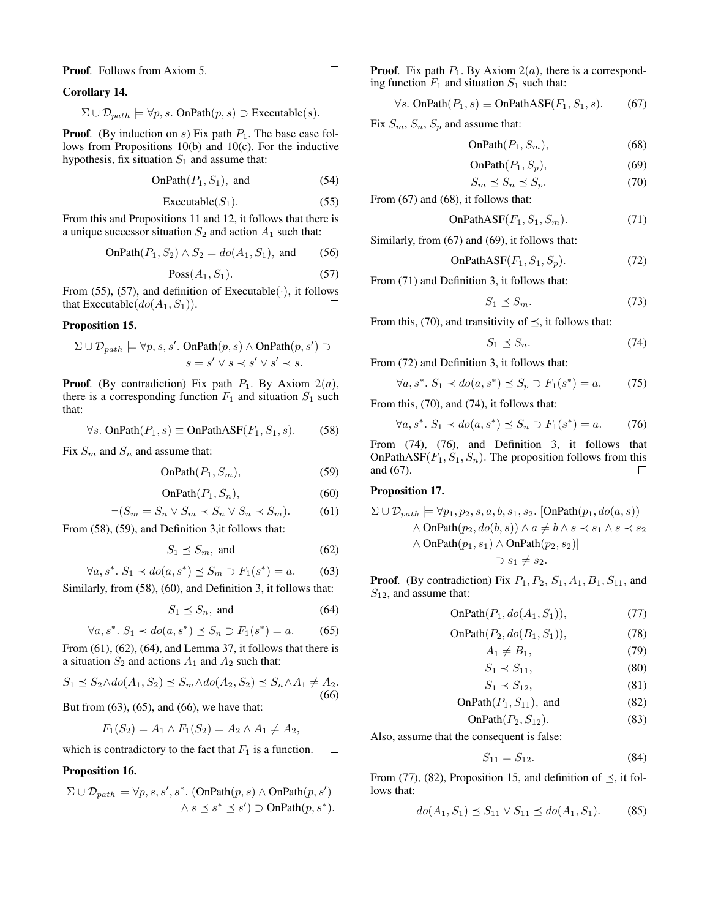**Proof**. Follows from Axiom 5. □

**Corollary 14.**

$$\Sigma \cup \mathcal{D}_{path} \models \forall p, s.\ \text{OnPath}(p, s) \supset \text{Executable}(s).$$

**Proof**. (By induction on $s$) Fix path $P_1$. The base case follows from Propositions 10(b) and 10(c). For the inductive hypothesis, fix situation $S_1$ and assume that:

$$\text{OnPath}(P_1, S_1), \text{ and} \tag{54}$$

$$\text{Executable}(S_1). \tag{55}$$

From this and Propositions 11 and 12, it follows that there is a unique successor situation $S_2$ and action $A_1$ such that:

$$\text{OnPath}(P_1, S_2) \wedge S_2 = do(A_1, S_1), \text{ and} \tag{56}$$

$$\text{Poss}(A_1, S_1). \tag{57}$$

From (55), (57), and definition of Executable$(\cdot)$, it follows that Executable$(do(A_1, S_1))$. □

**Proposition 15.**

$$\Sigma \cup \mathcal{D}_{path} \models \forall p, s, s'.\ \text{OnPath}(p, s) \wedge \text{OnPath}(p, s') \supset s = s' \vee s \prec s' \vee s' \prec s.$$

**Proof**. (By contradiction) Fix path $P_1$. By Axiom $2(a)$, there is a corresponding function $F_1$ and situation $S_1$ such that:

$$\forall s.\ \text{OnPath}(P_1, s) \equiv \text{OnPathASF}(F_1, S_1, s). \tag{58}$$

Fix $S_m$ and $S_n$ and assume that:

$$\text{OnPath}(P_1, S_m), \tag{59}$$

$$\text{OnPath}(P_1, S_n), \tag{60}$$

$$\neg(S_m = S_n \vee S_m \prec S_n \vee S_n \prec S_m). \tag{61}$$

From (58), (59), and Definition 3,it follows that:

$$S_1 \preceq S_m, \text{ and} \tag{62}$$

$$\forall a, s^*.\ S_1 \prec do(a, s^*) \preceq S_m \supset F_1(s^*) = a. \tag{63}$$

Similarly, from (58), (60), and Definition 3, it follows that:

$$S_1 \preceq S_n, \text{ and} \tag{64}$$

$$\forall a, s^*.\ S_1 \prec do(a, s^*) \preceq S_n \supset F_1(s^*) = a. \tag{65}$$

From (61), (62), (64), and Lemma 37, it follows that there is a situation $S_2$ and actions $A_1$ and $A_2$ such that:

$$S_1 \preceq S_2 \wedge do(A_1, S_2) \preceq S_m \wedge do(A_2, S_2) \preceq S_n \wedge A_1 \neq A_2. \tag{66}$$

But from (63), (65), and (66), we have that:

$$F_1(S_2) = A_1 \wedge F_1(S_2) = A_2 \wedge A_1 \neq A_2,$$

which is contradictory to the fact that $F_1$ is a function. □

**Proposition 16.**

$$\Sigma \cup \mathcal{D}_{path} \models \forall p, s, s', s^*.\ (\text{OnPath}(p, s) \wedge \text{OnPath}(p, s') \wedge s \preceq s^* \preceq s') \supset \text{OnPath}(p, s^*).$$

**Proof**. Fix path $P_1$. By Axiom $2(a)$, there is a corresponding function $F_1$ and situation $S_1$ such that:

$$\forall s.\ \text{OnPath}(P_1, s) \equiv \text{OnPathASF}(F_1, S_1, s). \tag{67}$$

Fix $S_m$, $S_n$, $S_p$ and assume that:

$$\text{OnPath}(P_1, S_m), \tag{68}$$

$$\text{OnPath}(P_1, S_p), \tag{69}$$

$$S_m \preceq S_n \preceq S_p. \tag{70}$$

From (67) and (68), it follows that:

$$\text{OnPathASF}(F_1, S_1, S_m). \tag{71}$$

Similarly, from (67) and (69), it follows that:

$$\text{OnPathASF}(F_1, S_1, S_p). \tag{72}$$

From (71) and Definition 3, it follows that:

$$S_1 \preceq S_m. \tag{73}$$

From this, (70), and transitivity of $\preceq$, it follows that:

$$S_1 \preceq S_n. \tag{74}$$

From (72) and Definition 3, it follows that:

$$\forall a, s^*.\ S_1 \prec do(a, s^*) \preceq S_p \supset F_1(s^*) = a. \tag{75}$$

From this, (70), and (74), it follows that:

$$\forall a, s^*.\ S_1 \prec do(a, s^*) \preceq S_n \supset F_1(s^*) = a. \tag{76}$$

From (74), (76), and Definition 3, it follows that OnPathASF$(F_1, S_1, S_n)$. The proposition follows from this and (67). □

**Proposition 17.**

$$\Sigma \cup \mathcal{D}_{path} \models \forall p_1, p_2, s, a, b, s_1, s_2.\ [\text{OnPath}(p_1, do(a, s)) \wedge \text{OnPath}(p_2, do(b, s)) \wedge a \neq b \wedge s \prec s_1 \wedge s \prec s_2 \wedge \text{OnPath}(p_1, s_1) \wedge \text{OnPath}(p_2, s_2)] \supset s_1 \neq s_2.$$

**Proof**. (By contradiction) Fix $P_1, P_2, S_1, A_1, B_1, S_{11}$, and $S_{12}$, and assume that:

$$\text{OnPath}(P_1, do(A_1, S_1)), \tag{77}$$

$$\text{OnPath}(P_2, do(B_1, S_1)), \tag{78}$$

$$A_1 \neq B_1, \tag{79}$$

$$S_1 \prec S_{11}, \tag{80}$$

$$S_1 \prec S_{12}, \tag{81}$$

$$\text{OnPath}(P_1, S_{11}), \text{ and} \tag{82}$$

$$\text{OnPath}(P_2, S_{12}). \tag{83}$$

Also, assume that the consequent is false:

$$S_{11} = S_{12}. \tag{84}$$

From (77), (82), Proposition 15, and definition of $\preceq$, it follows that:

$$do(A_1, S_1) \preceq S_{11} \vee S_{11} \preceq do(A_1, S_1). \tag{85}$$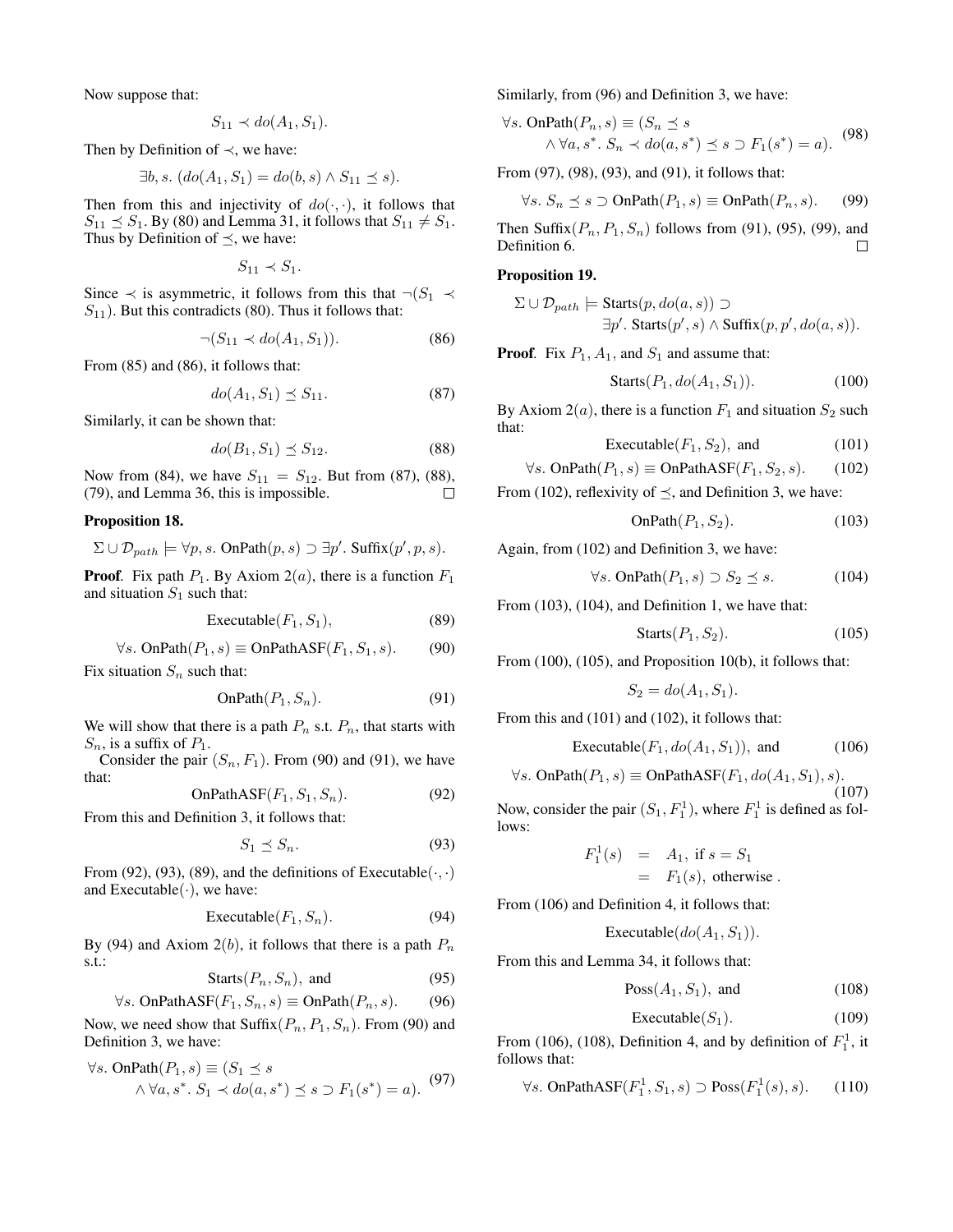Now suppose that:

$$S_{11} \prec do(A_1, S_1).$$

Then by Definition of $\prec$, we have:

$$\exists b, s.\ (do(A_1, S_1) = do(b, s) \wedge S_{11} \preceq s).$$

Then from this and injectivity of $do(\cdot, \cdot)$, it follows that $S_{11} \preceq S_1$. By (80) and Lemma 31, it follows that $S_{11} \neq S_1$. Thus by Definition of $\preceq$, we have:

$$S_{11} \prec S_1.$$

Since $\prec$ is asymmetric, it follows from this that $\neg(S_1 \prec S_{11})$. But this contradicts (80). Thus it follows that:

$$\neg(S_{11} \prec do(A_1, S_1)). \tag{86}$$

From (85) and (86), it follows that:

$$do(A_1, S_1) \preceq S_{11}. \tag{87}$$

Similarly, it can be shown that:

$$do(B_1, S_1) \preceq S_{12}. \tag{88}$$

Now from (84), we have $S_{11} = S_{12}$. But from (87), (88), (79), and Lemma 36, this is impossible. $\square$

**Proposition 18.**

$$\Sigma \cup \mathcal{D}_{path} \models \forall p, s.\ \text{OnPath}(p, s) \supset \exists p'.\ \text{Suffix}(p', p, s).$$

**Proof**. Fix path $P_1$. By Axiom $2(a)$, there is a function $F_1$ and situation $S_1$ such that:

$$\text{Executable}(F_1, S_1), \tag{89}$$

$$\forall s.\ \text{OnPath}(P_1, s) \equiv \text{OnPathASF}(F_1, S_1, s). \tag{90}$$

Fix situation $S_n$ such that:

$$\text{OnPath}(P_1, S_n). \tag{91}$$

We will show that there is a path $P_n$ s.t. $P_n$, that starts with $S_n$, is a suffix of $P_1$.

Consider the pair $(S_n, F_1)$. From (90) and (91), we have that:

$$\text{OnPathASF}(F_1, S_1, S_n). \tag{92}$$

From this and Definition 3, it follows that:

$$S_1 \preceq S_n. \tag{93}$$

From (92), (93), (89), and the definitions of Executable$(\cdot, \cdot)$ and Executable$(\cdot)$, we have:

$$\text{Executable}(F_1, S_n). \tag{94}$$

By (94) and Axiom $2(b)$, it follows that there is a path $P_n$ s.t.:

$$\text{Starts}(P_n, S_n), \text{ and} \tag{95}$$

$$\forall s.\ \text{OnPathASF}(F_1, S_n, s) \equiv \text{OnPath}(P_n, s). \tag{96}$$

Now, we need show that Suffix$(P_n, P_1, S_n)$. From (90) and Definition 3, we have:

$$\forall s.\ \text{OnPath}(P_1, s) \equiv (S_1 \preceq s \wedge \forall a, s^*.\ S_1 \prec do(a, s^*) \preceq s \supset F_1(s^*) = a). \tag{97}$$

Similarly, from (96) and Definition 3, we have:

$$\forall s.\ \text{OnPath}(P_n, s) \equiv (S_n \preceq s \wedge \forall a, s^*.\ S_n \prec do(a, s^*) \preceq s \supset F_1(s^*) = a). \tag{98}$$

From (97), (98), (93), and (91), it follows that:

$$\forall s.\ S_n \preceq s \supset \text{OnPath}(P_1, s) \equiv \text{OnPath}(P_n, s). \tag{99}$$

Then Suffix$(P_n, P_1, S_n)$ follows from (91), (95), (99), and Definition 6. $\square$

**Proposition 19.**

$$\Sigma \cup \mathcal{D}_{path} \models \text{Starts}(p, do(a, s)) \supset \exists p'.\ \text{Starts}(p', s) \wedge \text{Suffix}(p, p', do(a, s)).$$

**Proof**. Fix $P_1$, $A_1$, and $S_1$ and assume that:

$$\text{Starts}(P_1, do(A_1, S_1)). \tag{100}$$

By Axiom $2(a)$, there is a function $F_1$ and situation $S_2$ such that:

$$\text{Executable}(F_1, S_2), \text{ and} \tag{101}$$

$$\forall s.\ \text{OnPath}(P_1, s) \equiv \text{OnPathASF}(F_1, S_2, s). \tag{102}$$

From (102), reflexivity of $\preceq$, and Definition 3, we have:

$$\text{OnPath}(P_1, S_2). \tag{103}$$

Again, from (102) and Definition 3, we have:

$$\forall s.\ \text{OnPath}(P_1, s) \supset S_2 \preceq s. \tag{104}$$

From (103), (104), and Definition 1, we have that:

$$\text{Starts}(P_1, S_2). \tag{105}$$

From (100), (105), and Proposition 10(b), it follows that:

$$S_2 = do(A_1, S_1).$$

From this and (101) and (102), it follows that:

$$\text{Executable}(F_1, do(A_1, S_1)), \text{ and} \tag{106}$$

$$\forall s.\ \text{OnPath}(P_1, s) \equiv \text{OnPathASF}(F_1, do(A_1, S_1), s). \tag{107}$$

Now, consider the pair $(S_1, F_1^1)$, where $F_1^1$ is defined as follows:

$$\begin{aligned} F_1^1(s) &= A_1, \text{ if } s = S_1 \\ &= F_1(s), \text{ otherwise .} \end{aligned}$$

From (106) and Definition 4, it follows that:

$$\text{Executable}(do(A_1, S_1)).$$

From this and Lemma 34, it follows that:

$$\text{Poss}(A_1, S_1), \text{ and} \tag{108}$$

$$\text{Executable}(S_1). \tag{109}$$

From (106), (108), Definition 4, and by definition of $F_1^1$, it follows that:

$$\forall s.\ \text{OnPathASF}(F_1^1, S_1, s) \supset \text{Poss}(F_1^1(s), s). \tag{110}$$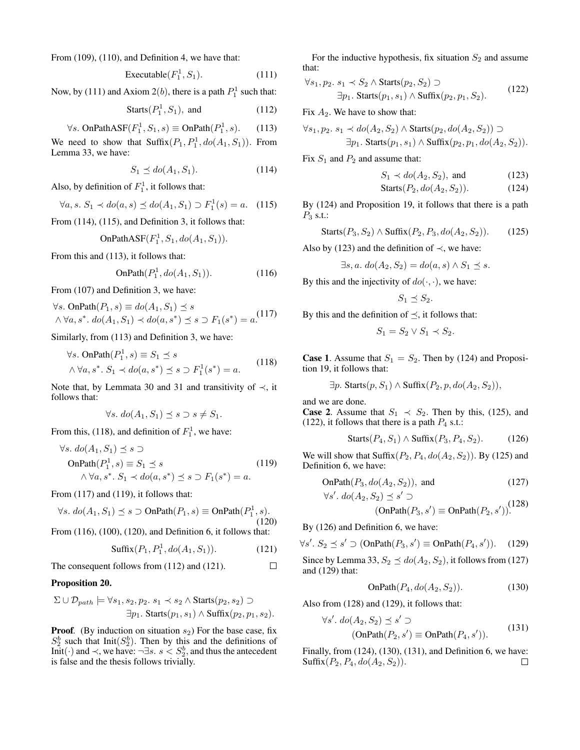From (109), (110), and Definition 4, we have that:

$$\text{Executable}(F_1^1, S_1). \tag{111}$$

Now, by (111) and Axiom 2(b), there is a path $P_1^1$ such that:

$$\text{Starts}(P_1^1, S_1), \text{ and} \tag{112}$$

$$\forall s.\ \text{OnPathASF}(F_1^1, S_1, s) \equiv \text{OnPath}(P_1^1, s). \tag{113}$$

We need to show that $\text{Suffix}(P_1, P_1^1, do(A_1, S_1))$. From Lemma 33, we have:

$$S_1 \preceq do(A_1, S_1). \tag{114}$$

Also, by definition of $F_1^1$, it follows that:

$$\forall a, s.\ S_1 \prec do(a, s) \preceq do(A_1, S_1) \supset F_1^1(s) = a. \tag{115}$$

From (114), (115), and Definition 3, it follows that:

$$\text{OnPathASF}(F_1^1, S_1, do(A_1, S_1)).$$

From this and (113), it follows that:

$$\text{OnPath}(P_1^1, do(A_1, S_1)). \tag{116}$$

From (107) and Definition 3, we have:

$$\begin{aligned}&\forall s.\ \text{OnPath}(P_1, s) \equiv do(A_1, S_1) \preceq s \\ &\wedge \forall a, s^*.\ do(A_1, S_1) \prec do(a, s^*) \preceq s \supset F_1(s^*) = a.\end{aligned} \tag{117}$$

Similarly, from (113) and Definition 3, we have:

$$\begin{aligned}&\forall s.\ \text{OnPath}(P_1^1, s) \equiv S_1 \preceq s \\ &\wedge \forall a, s^*.\ S_1 \prec do(a, s^*) \preceq s \supset F_1^1(s^*) = a.\end{aligned} \tag{118}$$

Note that, by Lemmata 30 and 31 and transitivity of $\prec$, it follows that:

$$\forall s.\ do(A_1, S_1) \preceq s \supset s \neq S_1.$$

From this, (118), and definition of $F_1^1$, we have:

$$\begin{aligned}&\forall s.\ do(A_1, S_1) \preceq s \supset \\ &\quad \text{OnPath}(P_1^1, s) \equiv S_1 \preceq s \\ &\quad\quad \wedge \forall a, s^*.\ S_1 \prec do(a, s^*) \preceq s \supset F_1(s^*) = a.\end{aligned} \tag{119}$$

From (117) and (119), it follows that:

$$\forall s.\ do(A_1, S_1) \preceq s \supset \text{OnPath}(P_1, s) \equiv \text{OnPath}(P_1^1, s). \tag{120}$$

From (116), (100), (120), and Definition 6, it follows that:

$$\text{Suffix}(P_1, P_1^1, do(A_1, S_1)). \tag{121}$$

The consequent follows from (112) and (121). □

**Proposition 20.**

$$\begin{aligned}\Sigma \cup \mathcal{D}_{path} \models\ &\forall s_1, s_2, p_2.\ s_1 \prec s_2 \wedge \text{Starts}(p_2, s_2) \supset \\ &\quad \exists p_1.\ \text{Starts}(p_1, s_1) \wedge \text{Suffix}(p_2, p_1, s_2).\end{aligned}$$

**Proof**. (By induction on situation $s_2$) For the base case, fix $S_2^b$ such that $\text{Init}(S_2^b)$. Then by this and the definitions of $\text{Init}(\cdot)$ and $\prec$, we have: $\neg\exists s.\ s < S_2^b$, and thus the antecedent is false and the thesis follows trivially.

For the inductive hypothesis, fix situation $S_2$ and assume that:

$$\begin{aligned}&\forall s_1, p_2.\ s_1 \prec S_2 \wedge \text{Starts}(p_2, S_2) \supset \\ &\quad \exists p_1.\ \text{Starts}(p_1, s_1) \wedge \text{Suffix}(p_2, p_1, S_2).\end{aligned} \tag{122}$$

Fix $A_2$. We have to show that:

$$\begin{aligned}&\forall s_1, p_2.\ s_1 \prec do(A_2, S_2) \wedge \text{Starts}(p_2, do(A_2, S_2)) \supset \\ &\quad \exists p_1.\ \text{Starts}(p_1, s_1) \wedge \text{Suffix}(p_2, p_1, do(A_2, S_2)).\end{aligned}$$

Fix $S_1$ and $P_2$ and assume that:

$$S_1 \prec do(A_2, S_2), \text{ and} \tag{123}$$

$$\text{Starts}(P_2, do(A_2, S_2)). \tag{124}$$

By (124) and Proposition 19, it follows that there is a path $P_3$ s.t.:

$$\text{Starts}(P_3, S_2) \wedge \text{Suffix}(P_2, P_3, do(A_2, S_2)). \tag{125}$$

Also by (123) and the definition of $\prec$, we have:

$$\exists s, a.\ do(A_2, S_2) = do(a, s) \wedge S_1 \preceq s.$$

By this and the injectivity of $do(\cdot, \cdot)$, we have:

$$S_1 \preceq S_2.$$

By this and the definition of $\preceq$, it follows that:

$$S_1 = S_2 \vee S_1 \prec S_2.$$

**Case 1**. Assume that $S_1 = S_2$. Then by (124) and Proposition 19, it follows that:

$$\exists p.\ \text{Starts}(p, S_1) \wedge \text{Suffix}(P_2, p, do(A_2, S_2)),$$

and we are done.

**Case 2**. Assume that $S_1 \prec S_2$. Then by this, (125), and (122), it follows that there is a path $P_4$ s.t.:

$$\text{Starts}(P_4, S_1) \wedge \text{Suffix}(P_3, P_4, S_2). \tag{126}$$

We will show that $\text{Suffix}(P_2, P_4, do(A_2, S_2))$. By (125) and Definition 6, we have:

$$\text{OnPath}(P_3, do(A_2, S_2)), \text{ and} \tag{127}$$

$$\begin{aligned}&\forall s'.\ do(A_2, S_2) \preceq s' \supset \\ &\quad (\text{OnPath}(P_3, s') \equiv \text{OnPath}(P_2, s')).\end{aligned} \tag{128}$$

By (126) and Definition 6, we have:

$$\forall s'.\ S_2 \preceq s' \supset (\text{OnPath}(P_3, s') \equiv \text{OnPath}(P_4, s')). \tag{129}$$

Since by Lemma 33, $S_2 \preceq do(A_2, S_2)$, it follows from (127) and (129) that:

$$\text{OnPath}(P_4, do(A_2, S_2)). \tag{130}$$

Also from (128) and (129), it follows that:

$$\begin{aligned}&\forall s'.\ do(A_2, S_2) \preceq s' \supset \\ &\quad (\text{OnPath}(P_2, s') \equiv \text{OnPath}(P_4, s')).\end{aligned} \tag{131}$$

Finally, from (124), (130), (131), and Definition 6, we have: $\text{Suffix}(P_2, P_4, do(A_2, S_2))$. □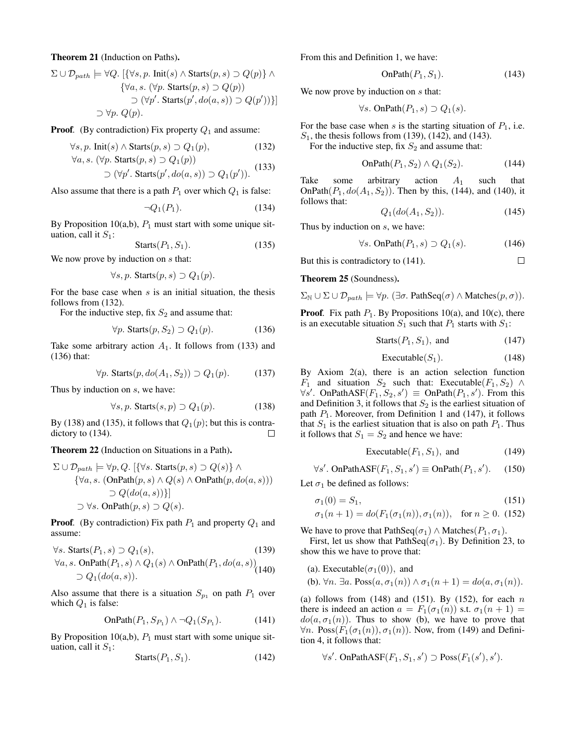**Theorem 21** (Induction on Paths)**.**

$$\Sigma \cup \mathcal{D}_{path} \models \forall Q.\ [\{\forall s, p.\ \text{Init}(s) \wedge \text{Starts}(p, s) \supset Q(p)\} \wedge \{\forall a, s.\ (\forall p.\ \text{Starts}(p, s) \supset Q(p)) \supset (\forall p'.\ \text{Starts}(p', do(a, s)) \supset Q(p'))\}] \supset \forall p.\ Q(p).$$

**Proof**. (By contradiction) Fix property $Q_1$ and assume:

$$\forall s, p.\ \text{Init}(s) \wedge \text{Starts}(p, s) \supset Q_1(p), \tag{132}$$

$$\forall a, s.\ (\forall p.\ \text{Starts}(p, s) \supset Q_1(p)) \supset (\forall p'.\ \text{Starts}(p', do(a, s)) \supset Q_1(p')). \tag{133}$$

Also assume that there is a path $P_1$ over which $Q_1$ is false:

$$\neg Q_1(P_1). \tag{134}$$

By Proposition 10(a,b), $P_1$ must start with some unique situation, call it $S_1$:

$$\text{Starts}(P_1, S_1). \tag{135}$$

We now prove by induction on $s$ that:

$$\forall s, p.\ \text{Starts}(p, s) \supset Q_1(p).$$

For the base case when $s$ is an initial situation, the thesis follows from (132).

For the inductive step, fix $S_2$ and assume that:

$$\forall p.\ \text{Starts}(p, S_2) \supset Q_1(p). \tag{136}$$

Take some arbitrary action $A_1$. It follows from (133) and (136) that:

$$\forall p.\ \text{Starts}(p, do(A_1, S_2)) \supset Q_1(p). \tag{137}$$

Thus by induction on $s$, we have:

$$\forall s, p.\ \text{Starts}(s, p) \supset Q_1(p). \tag{138}$$

By (138) and (135), it follows that $Q_1(p)$; but this is contradictory to (134). ◻

**Theorem 22** (Induction on Situations in a Path)**.**

$$\Sigma \cup \mathcal{D}_{path} \models \forall p, Q.\ [\{\forall s.\ \text{Starts}(p, s) \supset Q(s)\} \wedge \{\forall a, s.\ (\text{OnPath}(p, s) \wedge Q(s) \wedge \text{OnPath}(p, do(a, s))) \supset Q(do(a, s))\}] \supset \forall s.\ \text{OnPath}(p, s) \supset Q(s).$$

**Proof**. (By contradiction) Fix path $P_1$ and property $Q_1$ and assume:

$$\forall s.\ \text{Starts}(P_1, s) \supset Q_1(s), \tag{139}$$

$$\forall a, s.\ \text{OnPath}(P_1, s) \wedge Q_1(s) \wedge \text{OnPath}(P_1, do(a, s)) \supset Q_1(do(a, s)). \tag{140}$$

Also assume that there is a situation $S_{p_1}$ on path $P_1$ over which $Q_1$ is false:

$$\text{OnPath}(P_1, S_{P_1}) \wedge \neg Q_1(S_{P_1}). \tag{141}$$

By Proposition 10(a,b), $P_1$ must start with some unique situation, call it $S_1$:

$$\text{Starts}(P_1, S_1). \tag{142}$$

From this and Definition 1, we have:

$$\text{OnPath}(P_1, S_1). \tag{143}$$

We now prove by induction on $s$ that:

$$\forall s.\ \text{OnPath}(P_1, s) \supset Q_1(s).$$

For the base case when $s$ is the starting situation of $P_1$, i.e. $S_1$, the thesis follows from (139), (142), and (143).

For the inductive step, fix $S_2$ and assume that:

$$\text{OnPath}(P_1, S_2) \wedge Q_1(S_2). \tag{144}$$

Take some arbitrary action $A_1$ such that $\text{OnPath}(P_1, do(A_1, S_2))$. Then by this, (144), and (140), it follows that:

$$Q_1(do(A_1, S_2)). \tag{145}$$

Thus by induction on $s$, we have:

$$\forall s.\ \text{OnPath}(P_1, s) \supset Q_1(s). \tag{146}$$

But this is contradictory to (141). ◻

**Theorem 25** (Soundness)**.**

$$\Sigma_{\mathbb{N}} \cup \Sigma \cup \mathcal{D}_{path} \models \forall p.\ (\exists \sigma.\ \text{PathSeq}(\sigma) \wedge \text{Matches}(p, \sigma)).$$

**Proof**. Fix path $P_1$. By Propositions 10(a), and 10(c), there is an executable situation $S_1$ such that $P_1$ starts with $S_1$:

$$\text{Starts}(P_1, S_1), \text{ and} \tag{147}$$

$$\text{Executable}(S_1). \tag{148}$$

By Axiom 2(a), there is an action selection function $F_1$ and situation $S_2$ such that: $\text{Executable}(F_1, S_2) \wedge \forall s'.\ \text{OnPathASF}(F_1, S_2, s') \equiv \text{OnPath}(P_1, s')$. From this and Definition 3, it follows that $S_2$ is the earliest situation of path $P_1$. Moreover, from Definition 1 and (147), it follows that $S_1$ is the earliest situation that is also on path $P_1$. Thus it follows that $S_1 = S_2$ and hence we have:

$$\text{Executable}(F_1, S_1), \text{ and} \tag{149}$$

$$\forall s'.\ \text{OnPathASF}(F_1, S_1, s') \equiv \text{OnPath}(P_1, s'). \tag{150}$$

Let $\sigma_1$ be defined as follows:

$$\sigma_1(0) = S_1, \tag{151}$$

$$\sigma_1(n+1) = do(F_1(\sigma_1(n)), \sigma_1(n)), \quad \text{for } n \geq 0. \tag{152}$$

We have to prove that $\text{PathSeq}(\sigma_1) \wedge \text{Matches}(P_1, \sigma_1)$.

First, let us show that $\text{PathSeq}(\sigma_1)$. By Definition 23, to show this we have to prove that:

(a). $\text{Executable}(\sigma_1(0))$, and

(b). $\forall n.\ \exists a.\ \text{Poss}(a, \sigma_1(n)) \wedge \sigma_1(n+1) = do(a, \sigma_1(n))$.

(a) follows from (148) and (151). By (152), for each $n$ there is indeed an action $a = F_1(\sigma_1(n))$ s.t. $\sigma_1(n+1) = do(a, \sigma_1(n))$. Thus to show (b), we have to prove that $\forall n.\ \text{Poss}(F_1(\sigma_1(n)), \sigma_1(n))$. Now, from (149) and Definition 4, it follows that:

$$\forall s'.\ \text{OnPathASF}(F_1, S_1, s') \supset \text{Poss}(F_1(s'), s').$$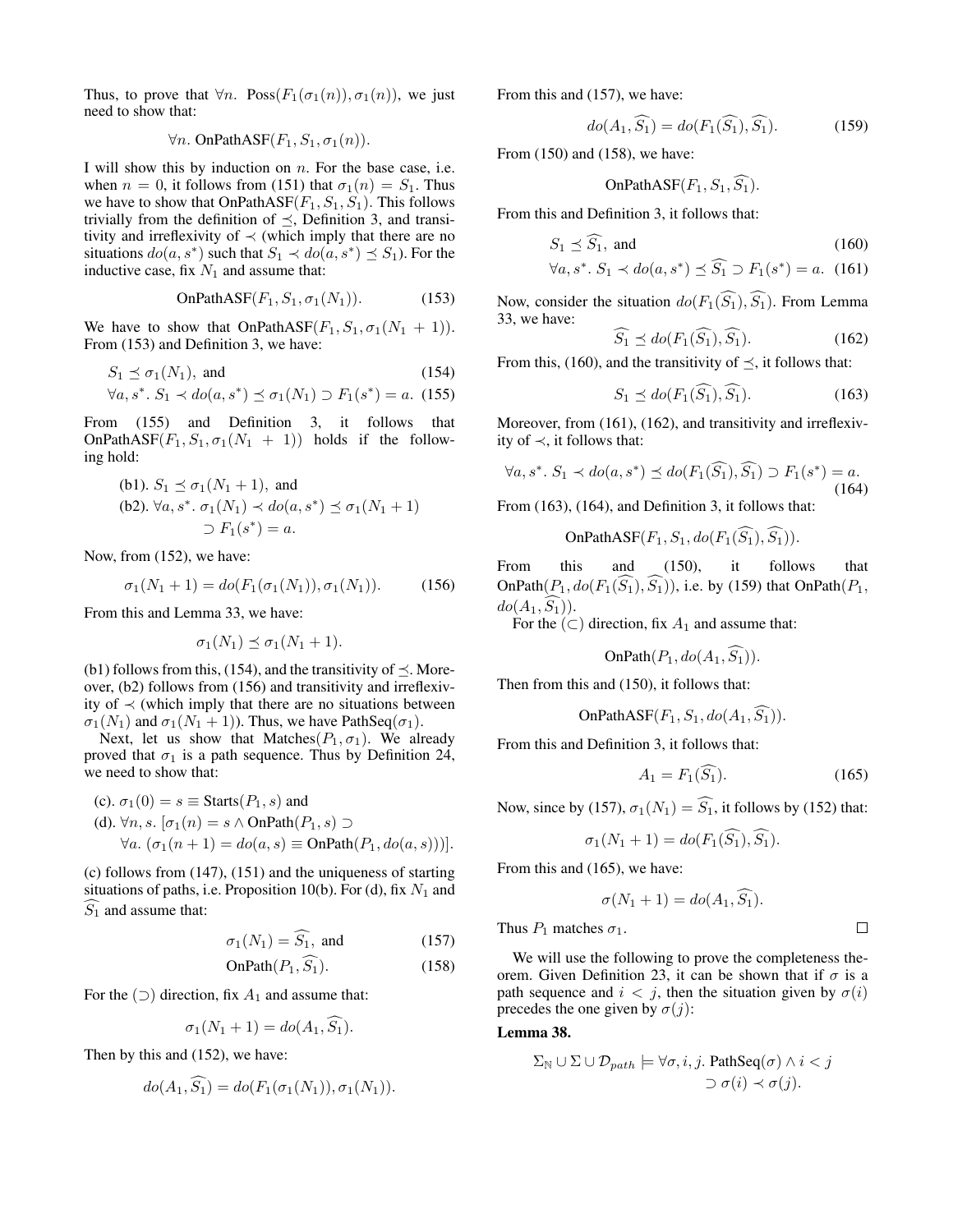Thus, to prove that $\forall n.\ \mathrm{Poss}(F_1(\sigma_1(n)), \sigma_1(n))$, we just need to show that:

$$\forall n.\ \mathrm{OnPathASF}(F_1, S_1, \sigma_1(n)).$$

I will show this by induction on $n$. For the base case, i.e. when $n = 0$, it follows from (151) that $\sigma_1(n) = S_1$. Thus we have to show that $\mathrm{OnPathASF}(F_1, S_1, S_1)$. This follows trivially from the definition of $\preceq$, Definition 3, and transitivity and irreflexivity of $\prec$ (which imply that there are no situations $do(a, s^*)$ such that $S_1 \prec do(a, s^*) \preceq S_1$). For the inductive case, fix $N_1$ and assume that:

$$\mathrm{OnPathASF}(F_1, S_1, \sigma_1(N_1)). \tag{153}$$

We have to show that $\mathrm{OnPathASF}(F_1, S_1, \sigma_1(N_1 + 1))$. From (153) and Definition 3, we have:

$$S_1 \preceq \sigma_1(N_1), \text{ and} \tag{154}$$

$$\forall a, s^*.\ S_1 \prec do(a, s^*) \preceq \sigma_1(N_1) \supset F_1(s^*) = a. \tag{155}$$

From (155) and Definition 3, it follows that $\mathrm{OnPathASF}(F_1, S_1, \sigma_1(N_1 + 1))$ holds if the following hold:

(b1). $S_1 \preceq \sigma_1(N_1 + 1)$, and
(b2). $\forall a, s^*.\ \sigma_1(N_1) \prec do(a, s^*) \preceq \sigma_1(N_1 + 1) \supset F_1(s^*) = a.$

Now, from (152), we have:

$$\sigma_1(N_1 + 1) = do(F_1(\sigma_1(N_1)), \sigma_1(N_1)). \tag{156}$$

From this and Lemma 33, we have:

$$\sigma_1(N_1) \preceq \sigma_1(N_1 + 1).$$

(b1) follows from this, (154), and the transitivity of $\preceq$. Moreover, (b2) follows from (156) and transitivity and irreflexivity of $\prec$ (which imply that there are no situations between $\sigma_1(N_1)$ and $\sigma_1(N_1 + 1)$). Thus, we have $\mathrm{PathSeq}(\sigma_1)$.

Next, let us show that $\mathrm{Matches}(P_1, \sigma_1)$. We already proved that $\sigma_1$ is a path sequence. Thus by Definition 24, we need to show that:

(c). $\sigma_1(0) = s \equiv \mathrm{Starts}(P_1, s)$ and
(d). $\forall n, s.\ [\sigma_1(n) = s \wedge \mathrm{OnPath}(P_1, s) \supset \forall a.\ (\sigma_1(n+1) = do(a, s) \equiv \mathrm{OnPath}(P_1, do(a, s)))].$

(c) follows from (147), (151) and the uniqueness of starting situations of paths, i.e. Proposition 10(b). For (d), fix $N_1$ and $\widehat{S_1}$ and assume that:

$$\sigma_1(N_1) = \widehat{S_1}, \text{ and} \tag{157}$$

$$\mathrm{OnPath}(P_1, \widehat{S_1}). \tag{158}$$

For the ($\supset$) direction, fix $A_1$ and assume that:

$$\sigma_1(N_1 + 1) = do(A_1, \widehat{S_1}).$$

Then by this and (152), we have:

$$do(A_1, \widehat{S_1}) = do(F_1(\sigma_1(N_1)), \sigma_1(N_1)).$$

From this and (157), we have:

$$do(A_1, \widehat{S_1}) = do(F_1(\widehat{S_1}), \widehat{S_1}). \tag{159}$$

From (150) and (158), we have:

$$\mathrm{OnPathASF}(F_1, S_1, \widehat{S_1}).$$

From this and Definition 3, it follows that:

$$S_1 \preceq \widehat{S_1}, \text{ and} \tag{160}$$

$$\forall a, s^*.\ S_1 \prec do(a, s^*) \preceq \widehat{S_1} \supset F_1(s^*) = a. \tag{161}$$

Now, consider the situation $do(F_1(\widehat{S_1}), \widehat{S_1})$. From Lemma 33, we have:

$$\widehat{S_1} \preceq do(F_1(\widehat{S_1}), \widehat{S_1}). \tag{162}$$

From this, (160), and the transitivity of $\preceq$, it follows that:

$$S_1 \preceq do(F_1(\widehat{S_1}), \widehat{S_1}). \tag{163}$$

Moreover, from (161), (162), and transitivity and irreflexivity of $\prec$, it follows that:

$$\forall a, s^*.\ S_1 \prec do(a, s^*) \preceq do(F_1(\widehat{S_1}), \widehat{S_1}) \supset F_1(s^*) = a. \tag{164}$$

From (163), (164), and Definition 3, it follows that:

$$\mathrm{OnPathASF}(F_1, S_1, do(F_1(\widehat{S_1}), \widehat{S_1})).$$

From this and (150), it follows that $\mathrm{OnPath}(P_1, do(F_1(\widehat{S_1}), \widehat{S_1}))$, i.e. by (159) that $\mathrm{OnPath}(P_1, do(A_1, \widehat{S_1}))$.

For the ($\subset$) direction, fix $A_1$ and assume that:

$$\mathrm{OnPath}(P_1, do(A_1, \widehat{S_1})).$$

Then from this and (150), it follows that:

$$\mathrm{OnPathASF}(F_1, S_1, do(A_1, \widehat{S_1})).$$

From this and Definition 3, it follows that:

$$A_1 = F_1(\widehat{S_1}). \tag{165}$$

Now, since by (157), $\sigma_1(N_1) = \widehat{S_1}$, it follows by (152) that:

$$\sigma_1(N_1 + 1) = do(F_1(\widehat{S_1}), \widehat{S_1}).$$

From this and (165), we have:

$$\sigma(N_1 + 1) = do(A_1, \widehat{S_1}).$$

Thus $P_1$ matches $\sigma_1$. $\square$

We will use the following to prove the completeness theorem. Given Definition 23, it can be shown that if $\sigma$ is a path sequence and $i < j$, then the situation given by $\sigma(i)$ precedes the one given by $\sigma(j)$:

**Lemma 38.**

$$\Sigma_{\mathbb{N}} \cup \Sigma \cup \mathcal{D}_{path} \models \forall \sigma, i, j.\ \mathrm{PathSeq}(\sigma) \wedge i < j \supset \sigma(i) \prec \sigma(j).$$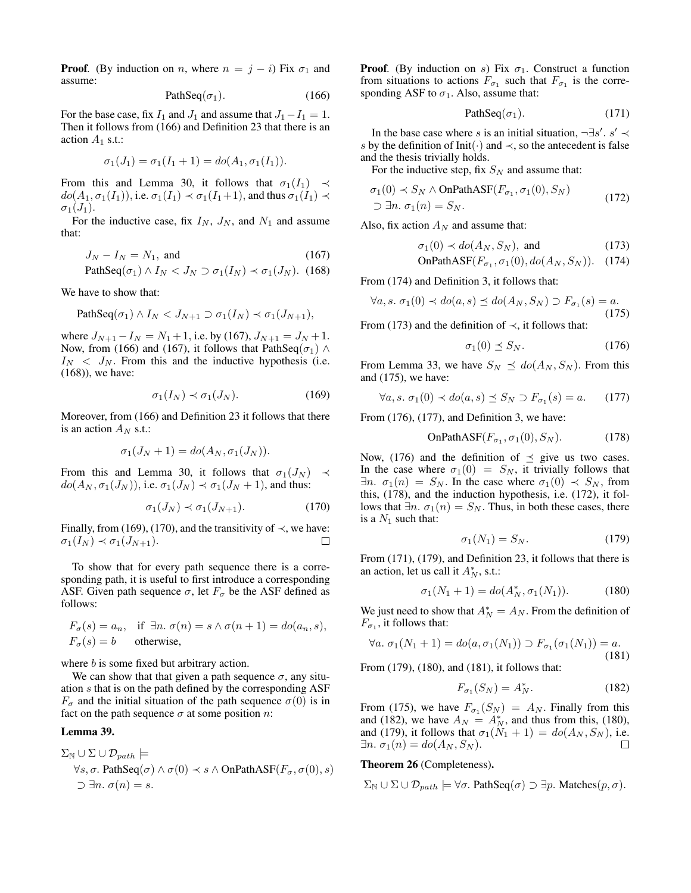**Proof**. (By induction on $n$, where $n = j - i$) Fix $\sigma_1$ and assume:

$$\text{PathSeq}(\sigma_1). \tag{166}$$

For the base case, fix $I_1$ and $J_1$ and assume that $J_1 - I_1 = 1$. Then it follows from (166) and Definition 23 that there is an action $A_1$ s.t.:

$$\sigma_1(J_1) = \sigma_1(I_1 + 1) = do(A_1, \sigma_1(I_1)).$$

From this and Lemma 30, it follows that $\sigma_1(I_1) \prec do(A_1, \sigma_1(I_1))$, i.e. $\sigma_1(I_1) \prec \sigma_1(I_1+1)$, and thus $\sigma_1(I_1) \prec \sigma_1(J_1)$.

For the inductive case, fix $I_N$, $J_N$, and $N_1$ and assume that:

$$J_N - I_N = N_1, \text{ and} \tag{167}$$

$$\text{PathSeq}(\sigma_1) \land I_N < J_N \supset \sigma_1(I_N) \prec \sigma_1(J_N). \tag{168}$$

We have to show that:

$$\text{PathSeq}(\sigma_1) \land I_N < J_{N+1} \supset \sigma_1(I_N) \prec \sigma_1(J_{N+1}),$$

where $J_{N+1} - I_N = N_1 + 1$, i.e. by (167), $J_{N+1} = J_N + 1$. Now, from (166) and (167), it follows that $\text{PathSeq}(\sigma_1) \land I_N < J_N$. From this and the inductive hypothesis (i.e. (168)), we have:

$$\sigma_1(I_N) \prec \sigma_1(J_N). \tag{169}$$

Moreover, from (166) and Definition 23 it follows that there is an action $A_N$ s.t.:

$$\sigma_1(J_N + 1) = do(A_N, \sigma_1(J_N)).$$

From this and Lemma 30, it follows that $\sigma_1(J_N) \prec do(A_N, \sigma_1(J_N))$, i.e. $\sigma_1(J_N) \prec \sigma_1(J_N + 1)$, and thus:

$$\sigma_1(J_N) \prec \sigma_1(J_{N+1}). \tag{170}$$

Finally, from (169), (170), and the transitivity of $\prec$, we have: $\sigma_1(I_N) \prec \sigma_1(J_{N+1})$. ☐

To show that for every path sequence there is a corresponding path, it is useful to first introduce a corresponding ASF. Given path sequence $\sigma$, let $F_\sigma$ be the ASF defined as follows:

$$F_\sigma(s) = a_n, \quad \text{if } \exists n.\ \sigma(n) = s \land \sigma(n+1) = do(a_n, s),$$
$$F_\sigma(s) = b \qquad \text{otherwise,}$$

where $b$ is some fixed but arbitrary action.

We can show that that given a path sequence $\sigma$, any situation $s$ that is on the path defined by the corresponding ASF $F_\sigma$ and the initial situation of the path sequence $\sigma(0)$ is in fact on the path sequence $\sigma$ at some position $n$:

**Lemma 39.**

$$\Sigma_{\mathbb{N}} \cup \Sigma \cup \mathcal{D}_{path} \models$$
$$\forall s, \sigma.\ \text{PathSeq}(\sigma) \land \sigma(0) \prec s \land \text{OnPathASF}(F_\sigma, \sigma(0), s)$$
$$\supset \exists n.\ \sigma(n) = s.$$

**Proof**. (By induction on $s$) Fix $\sigma_1$. Construct a function from situations to actions $F_{\sigma_1}$ such that $F_{\sigma_1}$ is the corresponding ASF to $\sigma_1$. Also, assume that:

$$\text{PathSeq}(\sigma_1). \tag{171}$$

In the base case where $s$ is an initial situation, $\neg\exists s'.\ s' \prec s$ by the definition of $\text{Init}(\cdot)$ and $\prec$, so the antecedent is false and the thesis trivially holds.

For the inductive step, fix $S_N$ and assume that:

$$\begin{aligned}&\sigma_1(0) \prec S_N \land \text{OnPathASF}(F_{\sigma_1}, \sigma_1(0), S_N)\\ &\supset \exists n.\ \sigma_1(n) = S_N.\end{aligned} \tag{172}$$

Also, fix action $A_N$ and assume that:

$$\sigma_1(0) \prec do(A_N, S_N), \text{ and} \tag{173}$$

$$\text{OnPathASF}(F_{\sigma_1}, \sigma_1(0), do(A_N, S_N)). \tag{174}$$

From (174) and Definition 3, it follows that:

$$\forall a, s.\ \sigma_1(0) \prec do(a, s) \preceq do(A_N, S_N) \supset F_{\sigma_1}(s) = a. \tag{175}$$

From (173) and the definition of $\prec$, it follows that:

$$\sigma_1(0) \preceq S_N. \tag{176}$$

From Lemma 33, we have $S_N \preceq do(A_N, S_N)$. From this and (175), we have:

$$\forall a, s.\ \sigma_1(0) \prec do(a, s) \preceq S_N \supset F_{\sigma_1}(s) = a. \tag{177}$$

From (176), (177), and Definition 3, we have:

$$\text{OnPathASF}(F_{\sigma_1}, \sigma_1(0), S_N). \tag{178}$$

Now, (176) and the definition of $\preceq$ give us two cases. In the case where $\sigma_1(0) = S_N$, it trivially follows that $\exists n.\ \sigma_1(n) = S_N$. In the case where $\sigma_1(0) \prec S_N$, from this, (178), and the induction hypothesis, i.e. (172), it follows that $\exists n.\ \sigma_1(n) = S_N$. Thus, in both these cases, there is a $N_1$ such that:

$$\sigma_1(N_1) = S_N. \tag{179}$$

From (171), (179), and Definition 23, it follows that there is an action, let us call it $A_N^*$, s.t.:

$$\sigma_1(N_1 + 1) = do(A_N^*, \sigma_1(N_1)). \tag{180}$$

We just need to show that $A_N^* = A_N$. From the definition of $F_{\sigma_1}$, it follows that:

$$\forall a.\ \sigma_1(N_1 + 1) = do(a, \sigma_1(N_1)) \supset F_{\sigma_1}(\sigma_1(N_1)) = a. \tag{181}$$

From (179), (180), and (181), it follows that:

$$F_{\sigma_1}(S_N) = A_N^*. \tag{182}$$

From (175), we have $F_{\sigma_1}(S_N) = A_N$. Finally from this and (182), we have $A_N = A_N^*$, and thus from this, (180), and (179), it follows that $\sigma_1(N_1 + 1) = do(A_N, S_N)$, i.e. $\exists n.\ \sigma_1(n) = do(A_N, S_N)$. ☐

**Theorem 26** (Completeness)**.**

$$\Sigma_{\mathbb{N}} \cup \Sigma \cup \mathcal{D}_{path} \models \forall \sigma.\ \text{PathSeq}(\sigma) \supset \exists p.\ \text{Matches}(p, \sigma).$$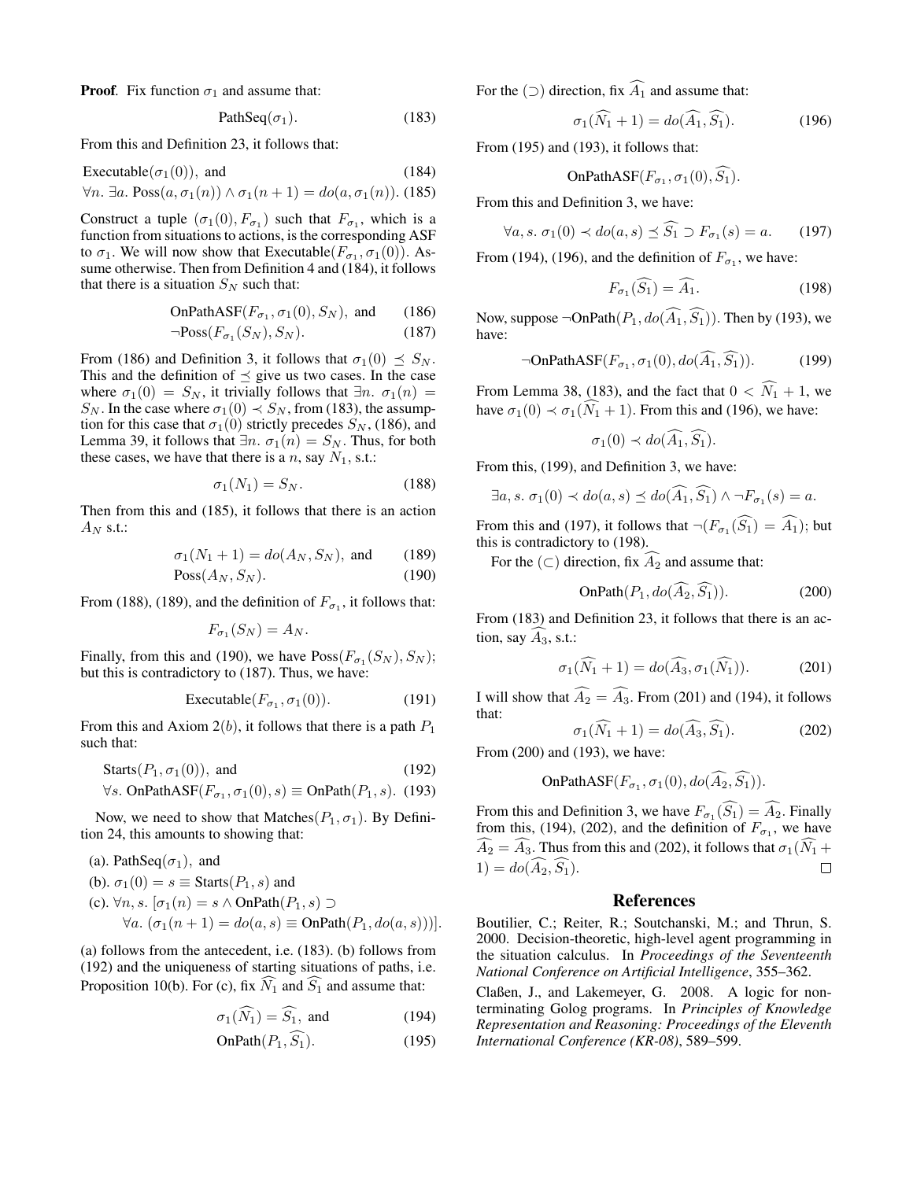**Proof**. Fix function $\sigma_1$ and assume that:

$$\text{PathSeq}(\sigma_1). \tag{183}$$

From this and Definition 23, it follows that:

$$\text{Executable}(\sigma_1(0)), \text{ and} \tag{184}$$
$$\forall n.\ \exists a.\ \text{Poss}(a, \sigma_1(n)) \wedge \sigma_1(n+1) = do(a, \sigma_1(n)). \tag{185}$$

Construct a tuple $(\sigma_1(0), F_{\sigma_1})$ such that $F_{\sigma_1}$, which is a function from situations to actions, is the corresponding ASF to $\sigma_1$. We will now show that Executable$(F_{\sigma_1}, \sigma_1(0))$. Assume otherwise. Then from Definition 4 and (184), it follows that there is a situation $S_N$ such that:

$$\text{OnPathASF}(F_{\sigma_1}, \sigma_1(0), S_N), \text{ and} \tag{186}$$
$$\neg\text{Poss}(F_{\sigma_1}(S_N), S_N). \tag{187}$$

From (186) and Definition 3, it follows that $\sigma_1(0) \preceq S_N$. This and the definition of $\preceq$ give us two cases. In the case where $\sigma_1(0) = S_N$, it trivially follows that $\exists n.\ \sigma_1(n) = S_N$. In the case where $\sigma_1(0) \prec S_N$, from (183), the assumption for this case that $\sigma_1(0)$ strictly precedes $S_N$, (186), and Lemma 39, it follows that $\exists n.\ \sigma_1(n) = S_N$. Thus, for both these cases, we have that there is a $n$, say $N_1$, s.t.:

$$\sigma_1(N_1) = S_N. \tag{188}$$

Then from this and (185), it follows that there is an action $A_N$ s.t.:

$$\sigma_1(N_1 + 1) = do(A_N, S_N), \text{ and} \tag{189}$$
$$\text{Poss}(A_N, S_N). \tag{190}$$

From (188), (189), and the definition of $F_{\sigma_1}$, it follows that:

$$F_{\sigma_1}(S_N) = A_N.$$

Finally, from this and (190), we have Poss$(F_{\sigma_1}(S_N), S_N)$; but this is contradictory to (187). Thus, we have:

$$\text{Executable}(F_{\sigma_1}, \sigma_1(0)). \tag{191}$$

From this and Axiom 2$(b)$, it follows that there is a path $P_1$ such that:

$$\text{Starts}(P_1, \sigma_1(0)), \text{ and} \tag{192}$$
$$\forall s.\ \text{OnPathASF}(F_{\sigma_1}, \sigma_1(0), s) \equiv \text{OnPath}(P_1, s). \tag{193}$$

Now, we need to show that Matches$(P_1, \sigma_1)$. By Definition 24, this amounts to showing that:

(a). PathSeq$(\sigma_1)$, and

(b). $\sigma_1(0) = s \equiv \text{Starts}(P_1, s)$ and

(c). $\forall n, s.\ [\sigma_1(n) = s \wedge \text{OnPath}(P_1, s) \supset$
$\quad\forall a.\ (\sigma_1(n+1) = do(a, s) \equiv \text{OnPath}(P_1, do(a, s)))]$.

(a) follows from the antecedent, i.e. (183). (b) follows from (192) and the uniqueness of starting situations of paths, i.e. Proposition 10(b). For (c), fix $\widehat{N_1}$ and $\widehat{S_1}$ and assume that:

$$\sigma_1(\widehat{N_1}) = \widehat{S_1}, \text{ and} \tag{194}$$
$$\text{OnPath}(P_1, \widehat{S_1}). \tag{195}$$

For the ($\supset$) direction, fix $\widehat{A_1}$ and assume that:

$$\sigma_1(\widehat{N_1} + 1) = do(\widehat{A_1}, \widehat{S_1}). \tag{196}$$

From (195) and (193), it follows that:

$$\text{OnPathASF}(F_{\sigma_1}, \sigma_1(0), \widehat{S_1}).$$

From this and Definition 3, we have:

$$\forall a, s.\ \sigma_1(0) \prec do(a, s) \preceq \widehat{S_1} \supset F_{\sigma_1}(s) = a. \tag{197}$$

From (194), (196), and the definition of $F_{\sigma_1}$, we have:

$$F_{\sigma_1}(\widehat{S_1}) = \widehat{A_1}. \tag{198}$$

Now, suppose $\neg\text{OnPath}(P_1, do(\widehat{A_1}, \widehat{S_1}))$. Then by (193), we have:

$$\neg\text{OnPathASF}(F_{\sigma_1}, \sigma_1(0), do(\widehat{A_1}, \widehat{S_1})). \tag{199}$$

From Lemma 38, (183), and the fact that $0 < \widehat{N_1} + 1$, we have $\sigma_1(0) \prec \sigma_1(\widehat{N_1} + 1)$. From this and (196), we have:

$$\sigma_1(0) \prec do(\widehat{A_1}, \widehat{S_1}).$$

From this, (199), and Definition 3, we have:

$$\exists a, s.\ \sigma_1(0) \prec do(a, s) \preceq do(\widehat{A_1}, \widehat{S_1}) \wedge \neg F_{\sigma_1}(s) = a.$$

From this and (197), it follows that $\neg(F_{\sigma_1}(\widehat{S_1}) = \widehat{A_1})$; but this is contradictory to (198).

For the ($\subset$) direction, fix $\widehat{A_2}$ and assume that:

$$\text{OnPath}(P_1, do(\widehat{A_2}, \widehat{S_1})). \tag{200}$$

From (183) and Definition 23, it follows that there is an action, say $\widehat{A_3}$, s.t.:

$$\sigma_1(\widehat{N_1} + 1) = do(\widehat{A_3}, \sigma_1(\widehat{N_1})). \tag{201}$$

I will show that $\widehat{A_2} = \widehat{A_3}$. From (201) and (194), it follows that:

$$\sigma_1(\widehat{N_1} + 1) = do(\widehat{A_3}, \widehat{S_1}). \tag{202}$$

From (200) and (193), we have:

$$\text{OnPathASF}(F_{\sigma_1}, \sigma_1(0), do(\widehat{A_2}, \widehat{S_1})).$$

From this and Definition 3, we have $F_{\sigma_1}(\widehat{S_1}) = \widehat{A_2}$. Finally from this, (194), (202), and the definition of $F_{\sigma_1}$, we have $\widehat{A_2} = \widehat{A_3}$. Thus from this and (202), it follows that $\sigma_1(\widehat{N_1} + 1) = do(\widehat{A_2}, \widehat{S_1})$. □

## References

Boutilier, C.; Reiter, R.; Soutchanski, M.; and Thrun, S. 2000. Decision-theoretic, high-level agent programming in the situation calculus. In *Proceedings of the Seventeenth National Conference on Artificial Intelligence*, 355–362.

Claßen, J., and Lakemeyer, G. 2008. A logic for non-terminating Golog programs. In *Principles of Knowledge Representation and Reasoning: Proceedings of the Eleventh International Conference (KR-08)*, 589–599.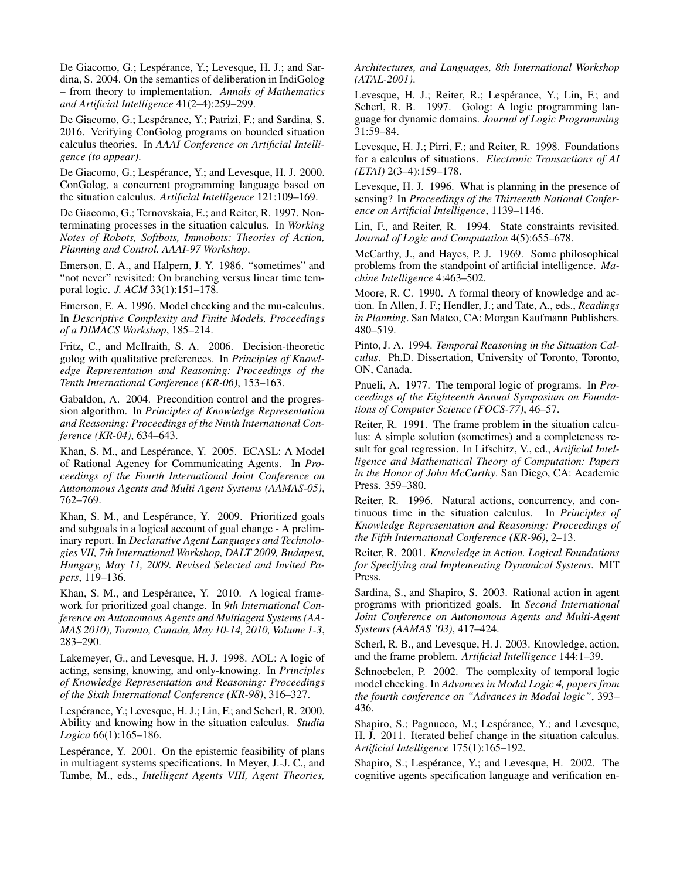De Giacomo, G.; Lespérance, Y.; Levesque, H. J.; and Sardina, S. 2004. On the semantics of deliberation in IndiGolog – from theory to implementation. *Annals of Mathematics and Artificial Intelligence* 41(2–4):259–299.

De Giacomo, G.; Lespérance, Y.; Patrizi, F.; and Sardina, S. 2016. Verifying ConGolog programs on bounded situation calculus theories. In *AAAI Conference on Artificial Intelligence (to appear)*.

De Giacomo, G.; Lespérance, Y.; and Levesque, H. J. 2000. ConGolog, a concurrent programming language based on the situation calculus. *Artificial Intelligence* 121:109–169.

De Giacomo, G.; Ternovskaia, E.; and Reiter, R. 1997. Nonterminating processes in the situation calculus. In *Working Notes of Robots, Softbots, Immobots: Theories of Action, Planning and Control. AAAI-97 Workshop*.

Emerson, E. A., and Halpern, J. Y. 1986. "sometimes" and "not never" revisited: On branching versus linear time temporal logic. *J. ACM* 33(1):151–178.

Emerson, E. A. 1996. Model checking and the mu-calculus. In *Descriptive Complexity and Finite Models, Proceedings of a DIMACS Workshop*, 185–214.

Fritz, C., and McIlraith, S. A. 2006. Decision-theoretic golog with qualitative preferences. In *Principles of Knowledge Representation and Reasoning: Proceedings of the Tenth International Conference (KR-06)*, 153–163.

Gabaldon, A. 2004. Precondition control and the progression algorithm. In *Principles of Knowledge Representation and Reasoning: Proceedings of the Ninth International Conference (KR-04)*, 634–643.

Khan, S. M., and Lespérance, Y. 2005. ECASL: A Model of Rational Agency for Communicating Agents. In *Proceedings of the Fourth International Joint Conference on Autonomous Agents and Multi Agent Systems (AAMAS-05)*, 762–769.

Khan, S. M., and Lespérance, Y. 2009. Prioritized goals and subgoals in a logical account of goal change - A preliminary report. In *Declarative Agent Languages and Technologies VII, 7th International Workshop, DALT 2009, Budapest, Hungary, May 11, 2009. Revised Selected and Invited Papers*, 119–136.

Khan, S. M., and Lespérance, Y. 2010. A logical framework for prioritized goal change. In *9th International Conference on Autonomous Agents and Multiagent Systems (AAMAS 2010), Toronto, Canada, May 10-14, 2010, Volume 1-3*, 283–290.

Lakemeyer, G., and Levesque, H. J. 1998. AOL: A logic of acting, sensing, knowing, and only-knowing. In *Principles of Knowledge Representation and Reasoning: Proceedings of the Sixth International Conference (KR-98)*, 316–327.

Lespérance, Y.; Levesque, H. J.; Lin, F.; and Scherl, R. 2000. Ability and knowing how in the situation calculus. *Studia Logica* 66(1):165–186.

Lespérance, Y. 2001. On the epistemic feasibility of plans in multiagent systems specifications. In Meyer, J.-J. C., and Tambe, M., eds., *Intelligent Agents VIII, Agent Theories, Architectures, and Languages, 8th International Workshop (ATAL-2001)*.

Levesque, H. J.; Reiter, R.; Lespérance, Y.; Lin, F.; and Scherl, R. B. 1997. Golog: A logic programming language for dynamic domains. *Journal of Logic Programming* 31:59–84.

Levesque, H. J.; Pirri, F.; and Reiter, R. 1998. Foundations for a calculus of situations. *Electronic Transactions of AI (ETAI)* 2(3–4):159–178.

Levesque, H. J. 1996. What is planning in the presence of sensing? In *Proceedings of the Thirteenth National Conference on Artificial Intelligence*, 1139–1146.

Lin, F., and Reiter, R. 1994. State constraints revisited. *Journal of Logic and Computation* 4(5):655–678.

McCarthy, J., and Hayes, P. J. 1969. Some philosophical problems from the standpoint of artificial intelligence. *Machine Intelligence* 4:463–502.

Moore, R. C. 1990. A formal theory of knowledge and action. In Allen, J. F.; Hendler, J.; and Tate, A., eds., *Readings in Planning*. San Mateo, CA: Morgan Kaufmann Publishers. 480–519.

Pinto, J. A. 1994. *Temporal Reasoning in the Situation Calculus*. Ph.D. Dissertation, University of Toronto, Toronto, ON, Canada.

Pnueli, A. 1977. The temporal logic of programs. In *Proceedings of the Eighteenth Annual Symposium on Foundations of Computer Science (FOCS-77)*, 46–57.

Reiter, R. 1991. The frame problem in the situation calculus: A simple solution (sometimes) and a completeness result for goal regression. In Lifschitz, V., ed., *Artificial Intelligence and Mathematical Theory of Computation: Papers in the Honor of John McCarthy*. San Diego, CA: Academic Press. 359–380.

Reiter, R. 1996. Natural actions, concurrency, and continuous time in the situation calculus. In *Principles of Knowledge Representation and Reasoning: Proceedings of the Fifth International Conference (KR-96)*, 2–13.

Reiter, R. 2001. *Knowledge in Action. Logical Foundations for Specifying and Implementing Dynamical Systems*. MIT Press.

Sardina, S., and Shapiro, S. 2003. Rational action in agent programs with prioritized goals. In *Second International Joint Conference on Autonomous Agents and Multi-Agent Systems (AAMAS '03)*, 417–424.

Scherl, R. B., and Levesque, H. J. 2003. Knowledge, action, and the frame problem. *Artificial Intelligence* 144:1–39.

Schnoebelen, P. 2002. The complexity of temporal logic model checking. In *Advances in Modal Logic 4, papers from the fourth conference on "Advances in Modal logic"*, 393–436.

Shapiro, S.; Pagnucco, M.; Lespérance, Y.; and Levesque, H. J. 2011. Iterated belief change in the situation calculus. *Artificial Intelligence* 175(1):165–192.

Shapiro, S.; Lespérance, Y.; and Levesque, H. 2002. The cognitive agents specification language and verification en-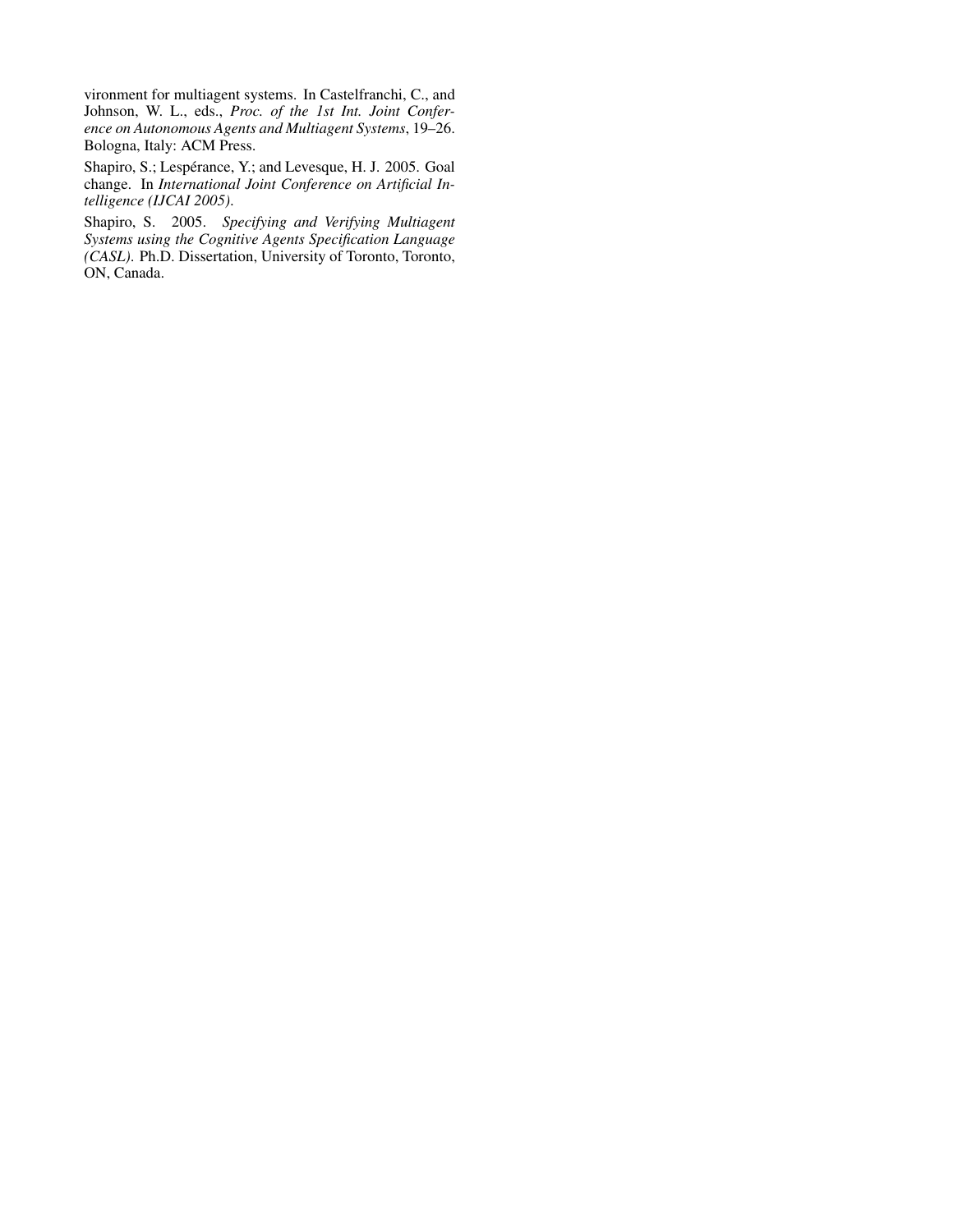vironment for multiagent systems. In Castelfranchi, C., and Johnson, W. L., eds., *Proc. of the 1st Int. Joint Conference on Autonomous Agents and Multiagent Systems*, 19–26. Bologna, Italy: ACM Press.

Shapiro, S.; Lespérance, Y.; and Levesque, H. J. 2005. Goal change. In *International Joint Conference on Artificial Intelligence (IJCAI 2005)*.

Shapiro, S. 2005. *Specifying and Verifying Multiagent Systems using the Cognitive Agents Specification Language (CASL)*. Ph.D. Dissertation, University of Toronto, Toronto, ON, Canada.